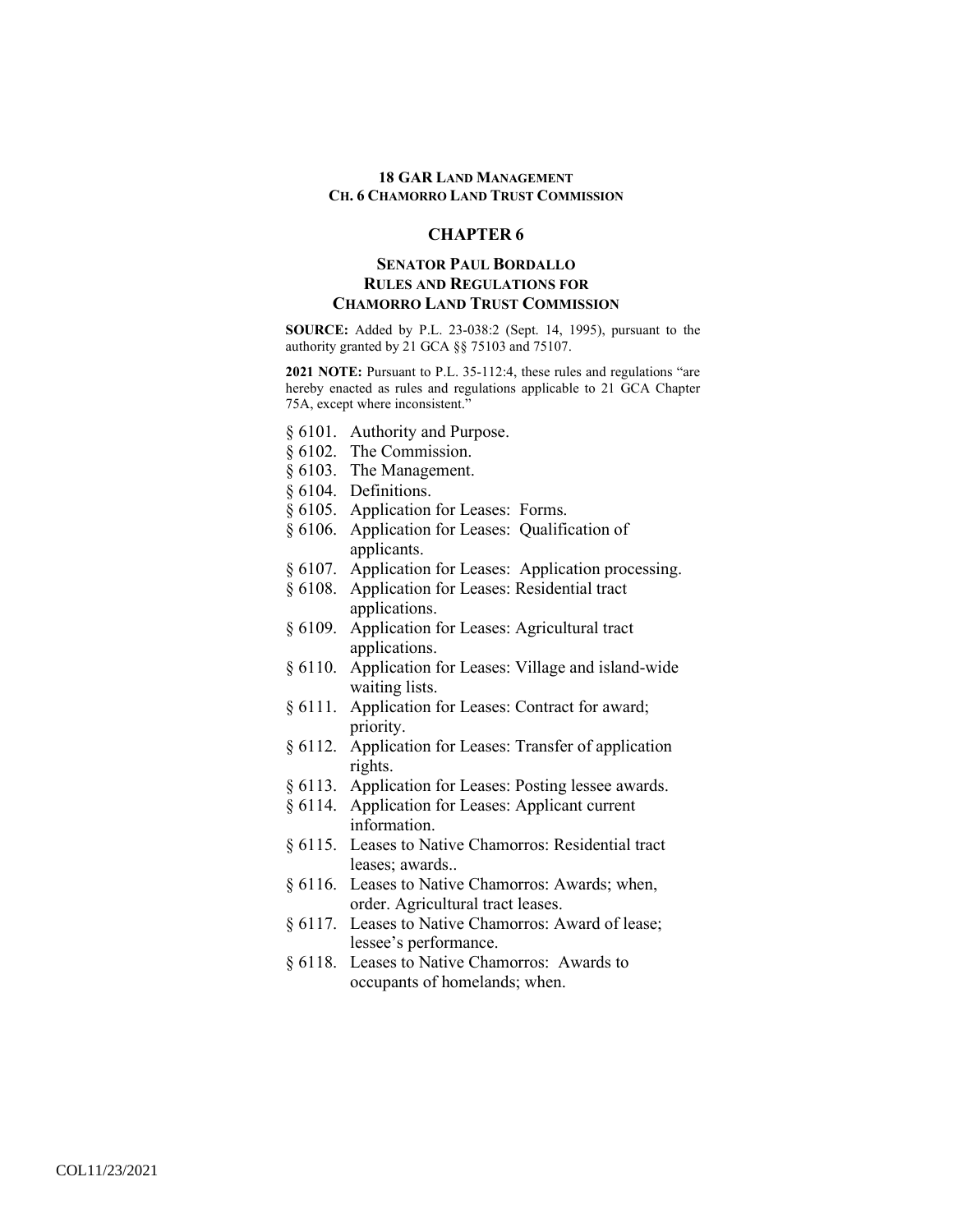# CHAPTER 6

## SENATOR PAUL BORDALLO RULES AND REGULATIONS FOR CHAMORRO LAND TRUST COMMISSION

**SOURCE:** Added by P.L. 23-038:2 (Sept. 14, 1995), pursuant to the authority granted by 21 GCA §§ 75103 and 75107.

**2021 NOTE:** Pursuant to P.L. 35-112:4, these rules and regulations "are hereby enacted as rules and regulations applicable to 21 GCA Chapter 75A, except where inconsistent."

§ 6101. Authority and Purpose.
§ 6102. The Commission.
§ 6103. The Management.
§ 6104. Definitions.
§ 6105. Application for Leases: Forms.
§ 6106. Application for Leases: Qualification of applicants.
§ 6107. Application for Leases: Application processing.
§ 6108. Application for Leases: Residential tract applications.
§ 6109. Application for Leases: Agricultural tract applications.
§ 6110. Application for Leases: Village and island-wide waiting lists.
§ 6111. Application for Leases: Contract for award; priority.
§ 6112. Application for Leases: Transfer of application rights.
§ 6113. Application for Leases: Posting lessee awards.
§ 6114. Application for Leases: Applicant current information.
§ 6115. Leases to Native Chamorros: Residential tract leases; awards..
§ 6116. Leases to Native Chamorros: Awards; when, order. Agricultural tract leases.
§ 6117. Leases to Native Chamorros: Award of lease; lessee's performance.
§ 6118. Leases to Native Chamorros: Awards to occupants of homelands; when.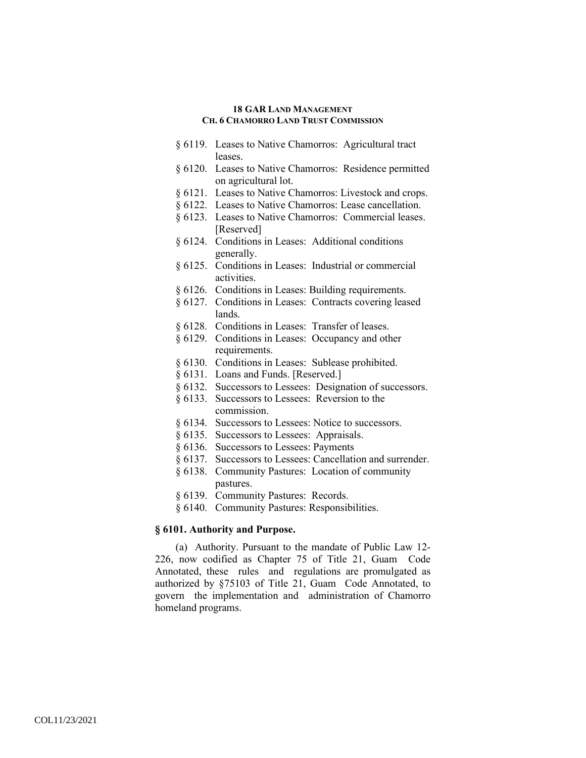§ 6119. Leases to Native Chamorros: Agricultural tract leases.

§ 6120. Leases to Native Chamorros: Residence permitted on agricultural lot.

§ 6121. Leases to Native Chamorros: Livestock and crops.

§ 6122. Leases to Native Chamorros: Lease cancellation.

§ 6123. Leases to Native Chamorros: Commercial leases. [Reserved]

§ 6124. Conditions in Leases: Additional conditions generally.

§ 6125. Conditions in Leases: Industrial or commercial activities.

§ 6126. Conditions in Leases: Building requirements.

§ 6127. Conditions in Leases: Contracts covering leased lands.

§ 6128. Conditions in Leases: Transfer of leases.

§ 6129. Conditions in Leases: Occupancy and other requirements.

§ 6130. Conditions in Leases: Sublease prohibited.

§ 6131. Loans and Funds. [Reserved.]

§ 6132. Successors to Lessees: Designation of successors.

§ 6133. Successors to Lessees: Reversion to the commission.

§ 6134. Successors to Lessees: Notice to successors.

§ 6135. Successors to Lessees: Appraisals.

§ 6136. Successors to Lessees: Payments

§ 6137. Successors to Lessees: Cancellation and surrender.

§ 6138. Community Pastures: Location of community pastures.

§ 6139. Community Pastures: Records.

§ 6140. Community Pastures: Responsibilities.

## § 6101. Authority and Purpose.

(a) Authority. Pursuant to the mandate of Public Law 12-226, now codified as Chapter 75 of Title 21, Guam Code Annotated, these rules and regulations are promulgated as authorized by §75103 of Title 21, Guam Code Annotated, to govern the implementation and administration of Chamorro homeland programs.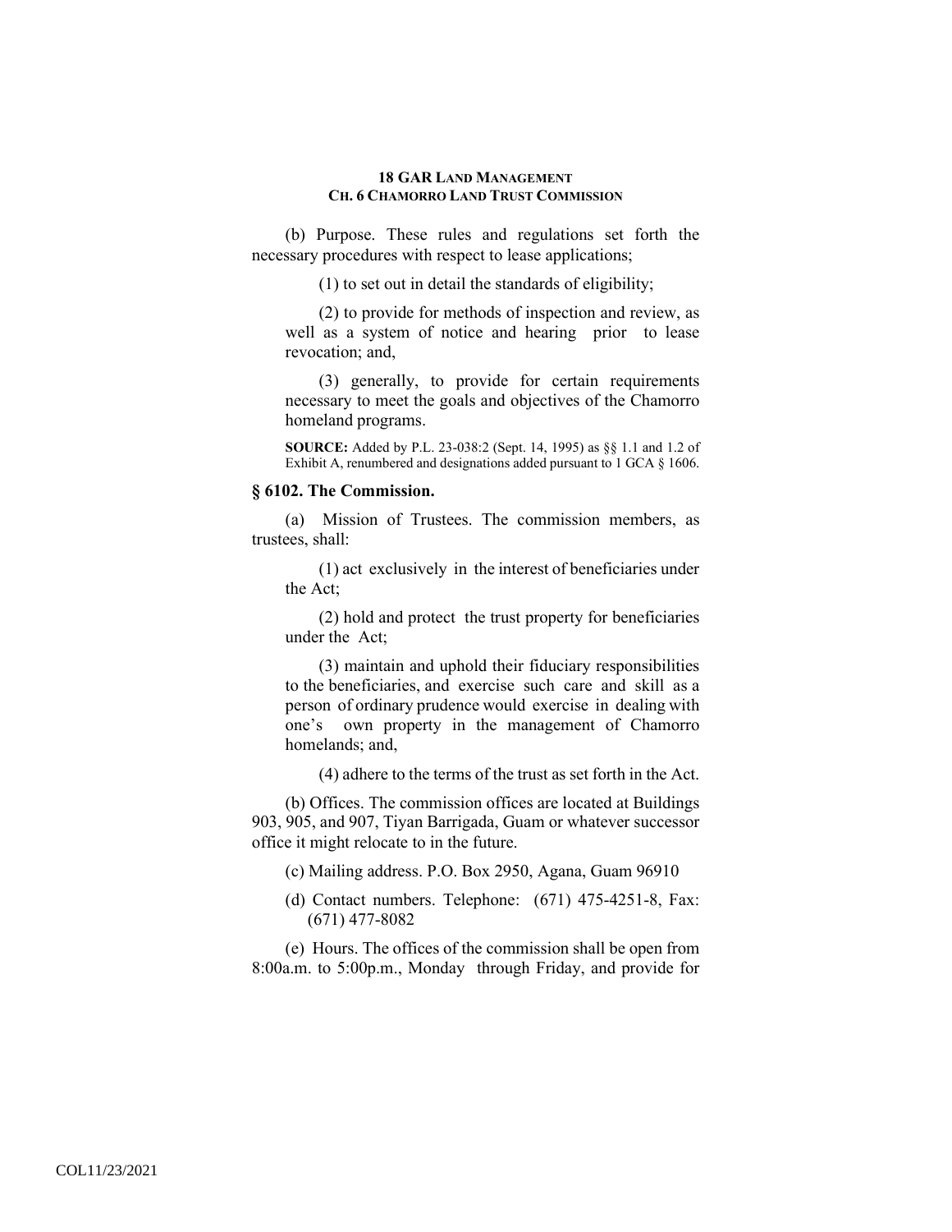(b) Purpose. These rules and regulations set forth the necessary procedures with respect to lease applications;

(1) to set out in detail the standards of eligibility;

(2) to provide for methods of inspection and review, as well as a system of notice and hearing prior to lease revocation; and,

(3) generally, to provide for certain requirements necessary to meet the goals and objectives of the Chamorro homeland programs.

**SOURCE:** Added by P.L. 23-038:2 (Sept. 14, 1995) as §§ 1.1 and 1.2 of Exhibit A, renumbered and designations added pursuant to 1 GCA § 1606.

### § 6102. The Commission.

(a) Mission of Trustees. The commission members, as trustees, shall:

(1) act exclusively in the interest of beneficiaries under the Act;

(2) hold and protect the trust property for beneficiaries under the Act;

(3) maintain and uphold their fiduciary responsibilities to the beneficiaries, and exercise such care and skill as a person of ordinary prudence would exercise in dealing with one's own property in the management of Chamorro homelands; and,

(4) adhere to the terms of the trust as set forth in the Act.

(b) Offices. The commission offices are located at Buildings 903, 905, and 907, Tiyan Barrigada, Guam or whatever successor office it might relocate to in the future.

(c) Mailing address. P.O. Box 2950, Agana, Guam 96910

(d) Contact numbers. Telephone: (671) 475-4251-8, Fax: (671) 477-8082

(e) Hours. The offices of the commission shall be open from 8:00a.m. to 5:00p.m., Monday through Friday, and provide for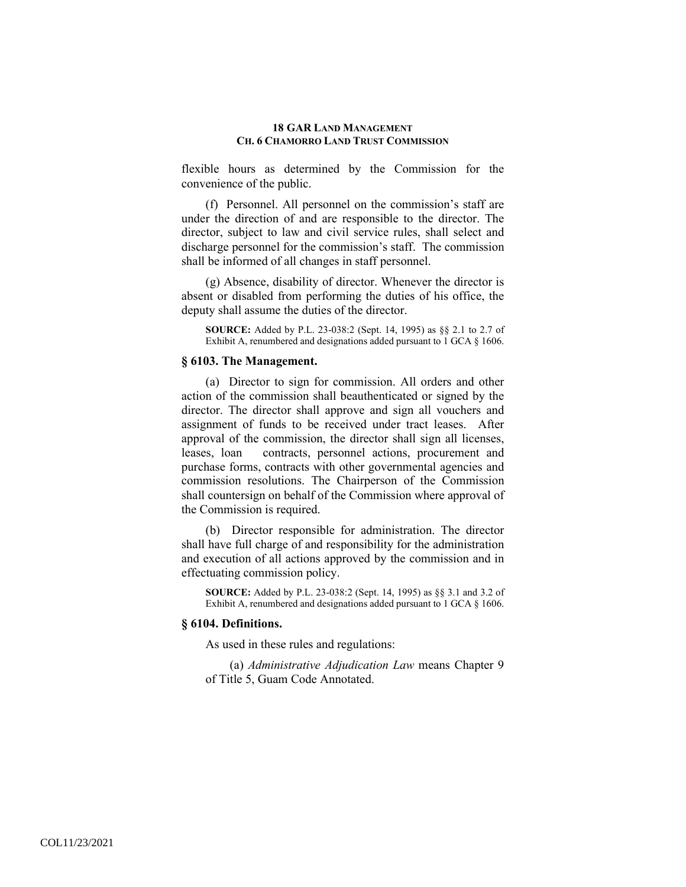flexible hours as determined by the Commission for the convenience of the public.

(f) Personnel. All personnel on the commission's staff are under the direction of and are responsible to the director. The director, subject to law and civil service rules, shall select and discharge personnel for the commission's staff. The commission shall be informed of all changes in staff personnel.

(g) Absence, disability of director. Whenever the director is absent or disabled from performing the duties of his office, the deputy shall assume the duties of the director.

**SOURCE:** Added by P.L. 23-038:2 (Sept. 14, 1995) as §§ 2.1 to 2.7 of Exhibit A, renumbered and designations added pursuant to 1 GCA § 1606.

### § 6103. The Management.

(a) Director to sign for commission. All orders and other action of the commission shall beauthenticated or signed by the director. The director shall approve and sign all vouchers and assignment of funds to be received under tract leases. After approval of the commission, the director shall sign all licenses, leases, loan contracts, personnel actions, procurement and purchase forms, contracts with other governmental agencies and commission resolutions. The Chairperson of the Commission shall countersign on behalf of the Commission where approval of the Commission is required.

(b) Director responsible for administration. The director shall have full charge of and responsibility for the administration and execution of all actions approved by the commission and in effectuating commission policy.

**SOURCE:** Added by P.L. 23-038:2 (Sept. 14, 1995) as §§ 3.1 and 3.2 of Exhibit A, renumbered and designations added pursuant to 1 GCA § 1606.

### § 6104. Definitions.

As used in these rules and regulations:

(a) *Administrative Adjudication Law* means Chapter 9 of Title 5, Guam Code Annotated.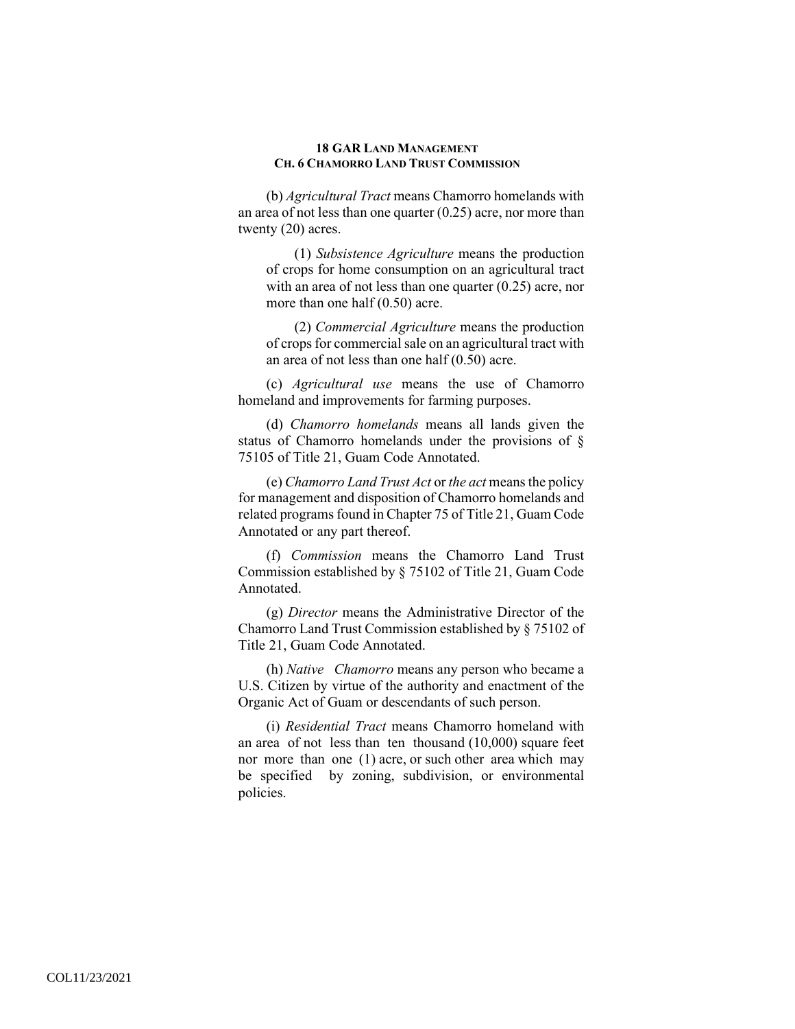(b) *Agricultural Tract* means Chamorro homelands with an area of not less than one quarter (0.25) acre, nor more than twenty (20) acres.

(1) *Subsistence Agriculture* means the production of crops for home consumption on an agricultural tract with an area of not less than one quarter (0.25) acre, nor more than one half (0.50) acre.

(2) *Commercial Agriculture* means the production of crops for commercial sale on an agricultural tract with an area of not less than one half (0.50) acre.

(c) *Agricultural use* means the use of Chamorro homeland and improvements for farming purposes.

(d) *Chamorro homelands* means all lands given the status of Chamorro homelands under the provisions of § 75105 of Title 21, Guam Code Annotated.

(e) *Chamorro Land Trust Act* or *the act* means the policy for management and disposition of Chamorro homelands and related programs found in Chapter 75 of Title 21, Guam Code Annotated or any part thereof.

(f) *Commission* means the Chamorro Land Trust Commission established by § 75102 of Title 21, Guam Code Annotated.

(g) *Director* means the Administrative Director of the Chamorro Land Trust Commission established by § 75102 of Title 21, Guam Code Annotated.

(h) *Native Chamorro* means any person who became a U.S. Citizen by virtue of the authority and enactment of the Organic Act of Guam or descendants of such person.

(i) *Residential Tract* means Chamorro homeland with an area of not less than ten thousand (10,000) square feet nor more than one (1) acre, or such other area which may be specified by zoning, subdivision, or environmental policies.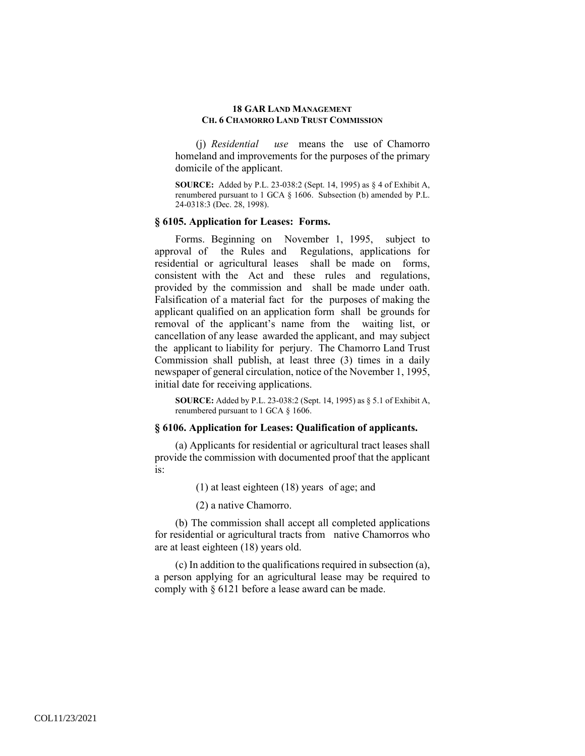(j) *Residential use* means the use of Chamorro homeland and improvements for the purposes of the primary domicile of the applicant.

**SOURCE:** Added by P.L. 23-038:2 (Sept. 14, 1995) as § 4 of Exhibit A, renumbered pursuant to 1 GCA § 1606. Subsection (b) amended by P.L. 24-0318:3 (Dec. 28, 1998).

### § 6105. Application for Leases: Forms.

Forms. Beginning on November 1, 1995, subject to approval of the Rules and Regulations, applications for residential or agricultural leases shall be made on forms, consistent with the Act and these rules and regulations, provided by the commission and shall be made under oath. Falsification of a material fact for the purposes of making the applicant qualified on an application form shall be grounds for removal of the applicant's name from the waiting list, or cancellation of any lease awarded the applicant, and may subject the applicant to liability for perjury. The Chamorro Land Trust Commission shall publish, at least three (3) times in a daily newspaper of general circulation, notice of the November 1, 1995, initial date for receiving applications.

**SOURCE:** Added by P.L. 23-038:2 (Sept. 14, 1995) as § 5.1 of Exhibit A, renumbered pursuant to 1 GCA § 1606.

### § 6106. Application for Leases: Qualification of applicants.

(a) Applicants for residential or agricultural tract leases shall provide the commission with documented proof that the applicant is:

(1) at least eighteen (18) years of age; and

(2) a native Chamorro.

(b) The commission shall accept all completed applications for residential or agricultural tracts from native Chamorros who are at least eighteen (18) years old.

(c) In addition to the qualifications required in subsection (a), a person applying for an agricultural lease may be required to comply with § 6121 before a lease award can be made.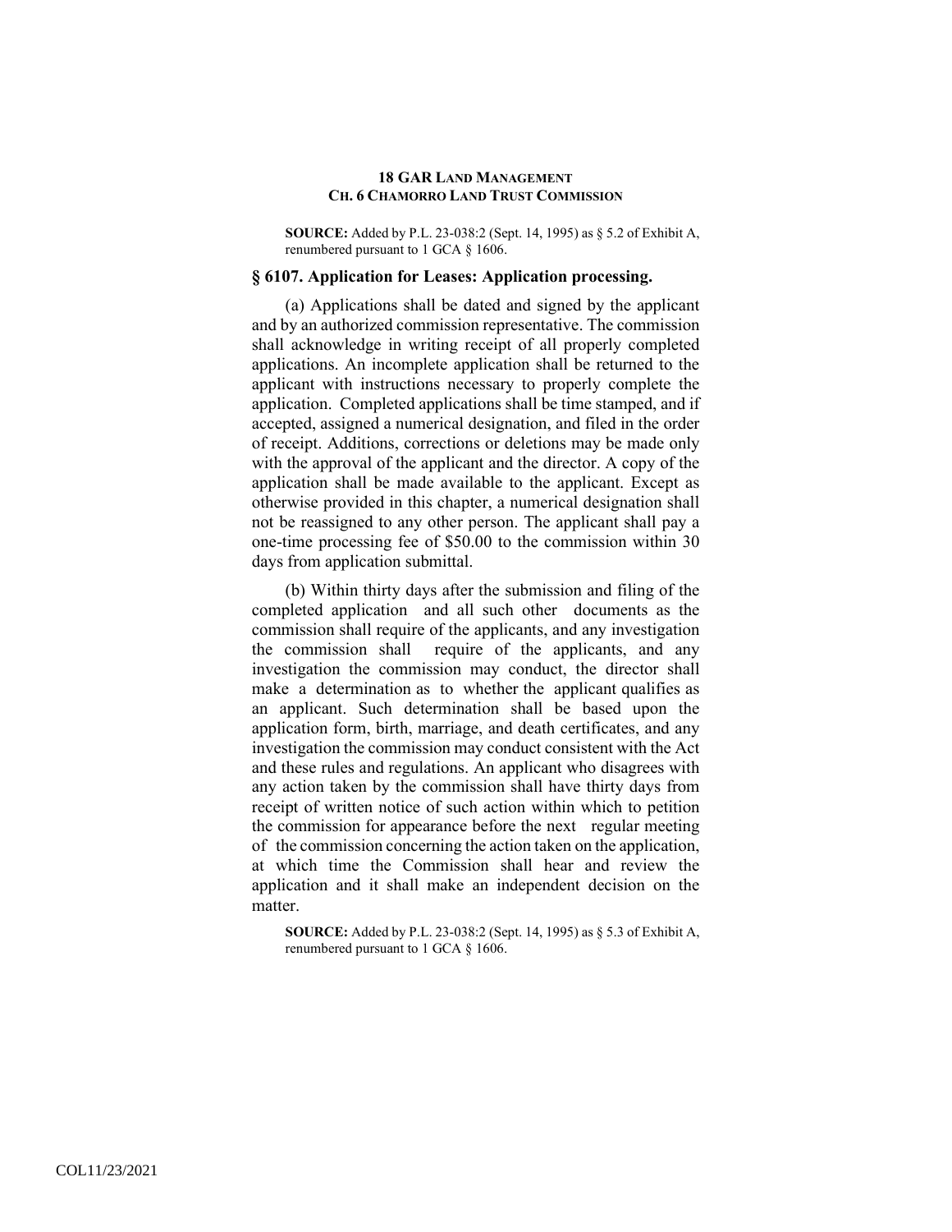**SOURCE:** Added by P.L. 23-038:2 (Sept. 14, 1995) as § 5.2 of Exhibit A, renumbered pursuant to 1 GCA § 1606.

### § 6107. Application for Leases: Application processing.

(a) Applications shall be dated and signed by the applicant and by an authorized commission representative. The commission shall acknowledge in writing receipt of all properly completed applications. An incomplete application shall be returned to the applicant with instructions necessary to properly complete the application. Completed applications shall be time stamped, and if accepted, assigned a numerical designation, and filed in the order of receipt. Additions, corrections or deletions may be made only with the approval of the applicant and the director. A copy of the application shall be made available to the applicant. Except as otherwise provided in this chapter, a numerical designation shall not be reassigned to any other person. The applicant shall pay a one-time processing fee of $50.00 to the commission within 30 days from application submittal.

(b) Within thirty days after the submission and filing of the completed application and all such other documents as the commission shall require of the applicants, and any investigation the commission shall require of the applicants, and any investigation the commission may conduct, the director shall make a determination as to whether the applicant qualifies as an applicant. Such determination shall be based upon the application form, birth, marriage, and death certificates, and any investigation the commission may conduct consistent with the Act and these rules and regulations. An applicant who disagrees with any action taken by the commission shall have thirty days from receipt of written notice of such action within which to petition the commission for appearance before the next regular meeting of the commission concerning the action taken on the application, at which time the Commission shall hear and review the application and it shall make an independent decision on the matter.

**SOURCE:** Added by P.L. 23-038:2 (Sept. 14, 1995) as § 5.3 of Exhibit A, renumbered pursuant to 1 GCA § 1606.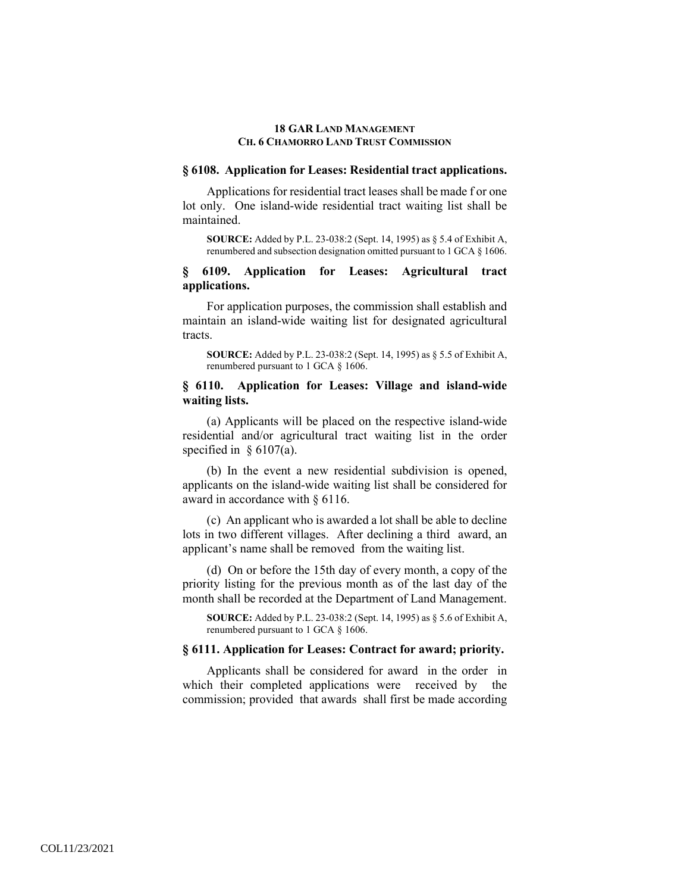### § 6108. Application for Leases: Residential tract applications.

Applications for residential tract leases shall be made f or one lot only. One island-wide residential tract waiting list shall be maintained.

**SOURCE:** Added by P.L. 23-038:2 (Sept. 14, 1995) as § 5.4 of Exhibit A, renumbered and subsection designation omitted pursuant to 1 GCA § 1606.

### § 6109. Application for Leases: Agricultural tract applications.

For application purposes, the commission shall establish and maintain an island-wide waiting list for designated agricultural tracts.

**SOURCE:** Added by P.L. 23-038:2 (Sept. 14, 1995) as § 5.5 of Exhibit A, renumbered pursuant to 1 GCA § 1606.

### § 6110. Application for Leases: Village and island-wide waiting lists.

(a) Applicants will be placed on the respective island-wide residential and/or agricultural tract waiting list in the order specified in § 6107(a).

(b) In the event a new residential subdivision is opened, applicants on the island-wide waiting list shall be considered for award in accordance with § 6116.

(c) An applicant who is awarded a lot shall be able to decline lots in two different villages. After declining a third award, an applicant's name shall be removed from the waiting list.

(d) On or before the 15th day of every month, a copy of the priority listing for the previous month as of the last day of the month shall be recorded at the Department of Land Management.

**SOURCE:** Added by P.L. 23-038:2 (Sept. 14, 1995) as § 5.6 of Exhibit A, renumbered pursuant to 1 GCA § 1606.

### § 6111. Application for Leases: Contract for award; priority.

Applicants shall be considered for award in the order in which their completed applications were received by the commission; provided that awards shall first be made according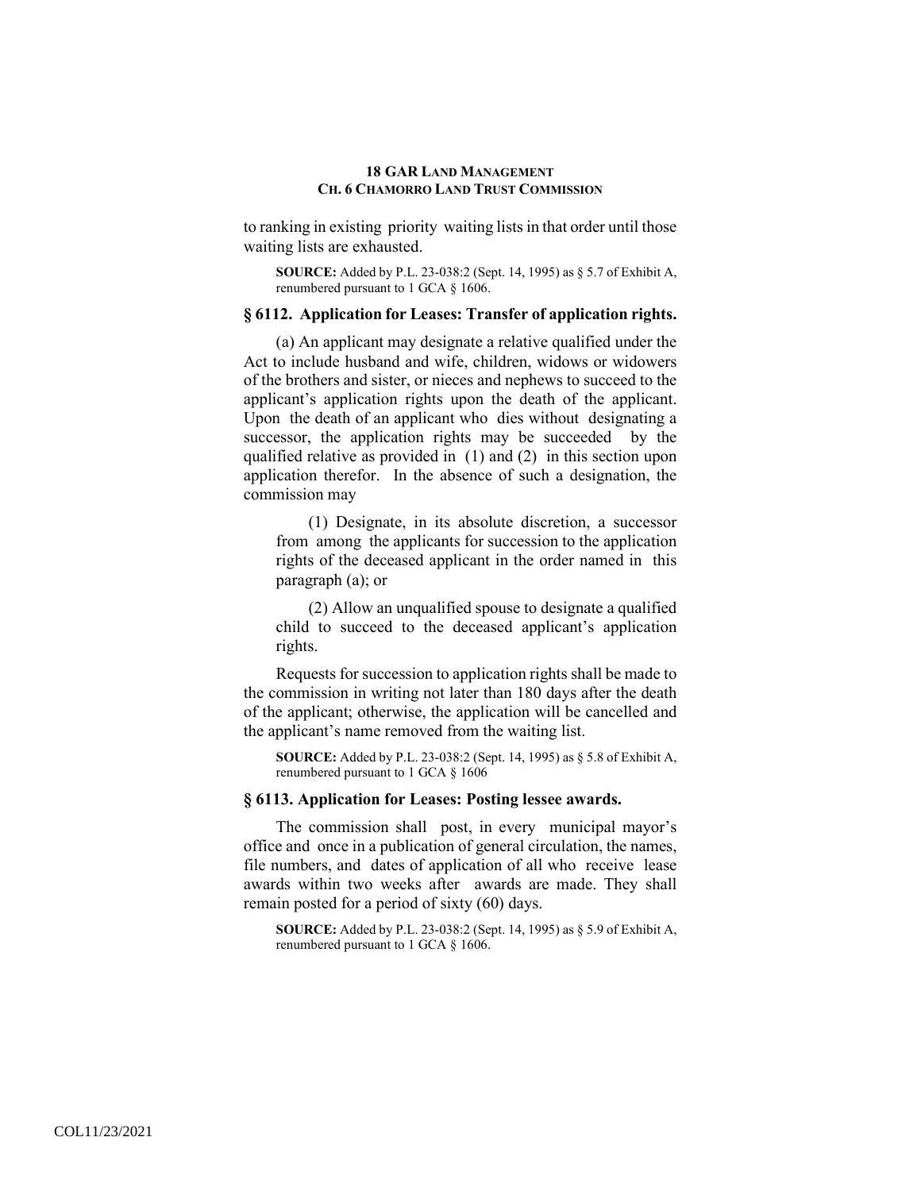to ranking in existing priority waiting lists in that order until those waiting lists are exhausted.

**SOURCE:** Added by P.L. 23-038:2 (Sept. 14, 1995) as § 5.7 of Exhibit A, renumbered pursuant to 1 GCA § 1606.

### § 6112. Application for Leases: Transfer of application rights.

(a) An applicant may designate a relative qualified under the Act to include husband and wife, children, widows or widowers of the brothers and sister, or nieces and nephews to succeed to the applicant's application rights upon the death of the applicant. Upon the death of an applicant who dies without designating a successor, the application rights may be succeeded by the qualified relative as provided in (1) and (2) in this section upon application therefor. In the absence of such a designation, the commission may

(1) Designate, in its absolute discretion, a successor from among the applicants for succession to the application rights of the deceased applicant in the order named in this paragraph (a); or

(2) Allow an unqualified spouse to designate a qualified child to succeed to the deceased applicant's application rights.

Requests for succession to application rights shall be made to the commission in writing not later than 180 days after the death of the applicant; otherwise, the application will be cancelled and the applicant's name removed from the waiting list.

**SOURCE:** Added by P.L. 23-038:2 (Sept. 14, 1995) as § 5.8 of Exhibit A, renumbered pursuant to 1 GCA § 1606

### § 6113. Application for Leases: Posting lessee awards.

The commission shall post, in every municipal mayor's office and once in a publication of general circulation, the names, file numbers, and dates of application of all who receive lease awards within two weeks after awards are made. They shall remain posted for a period of sixty (60) days.

**SOURCE:** Added by P.L. 23-038:2 (Sept. 14, 1995) as § 5.9 of Exhibit A, renumbered pursuant to 1 GCA § 1606.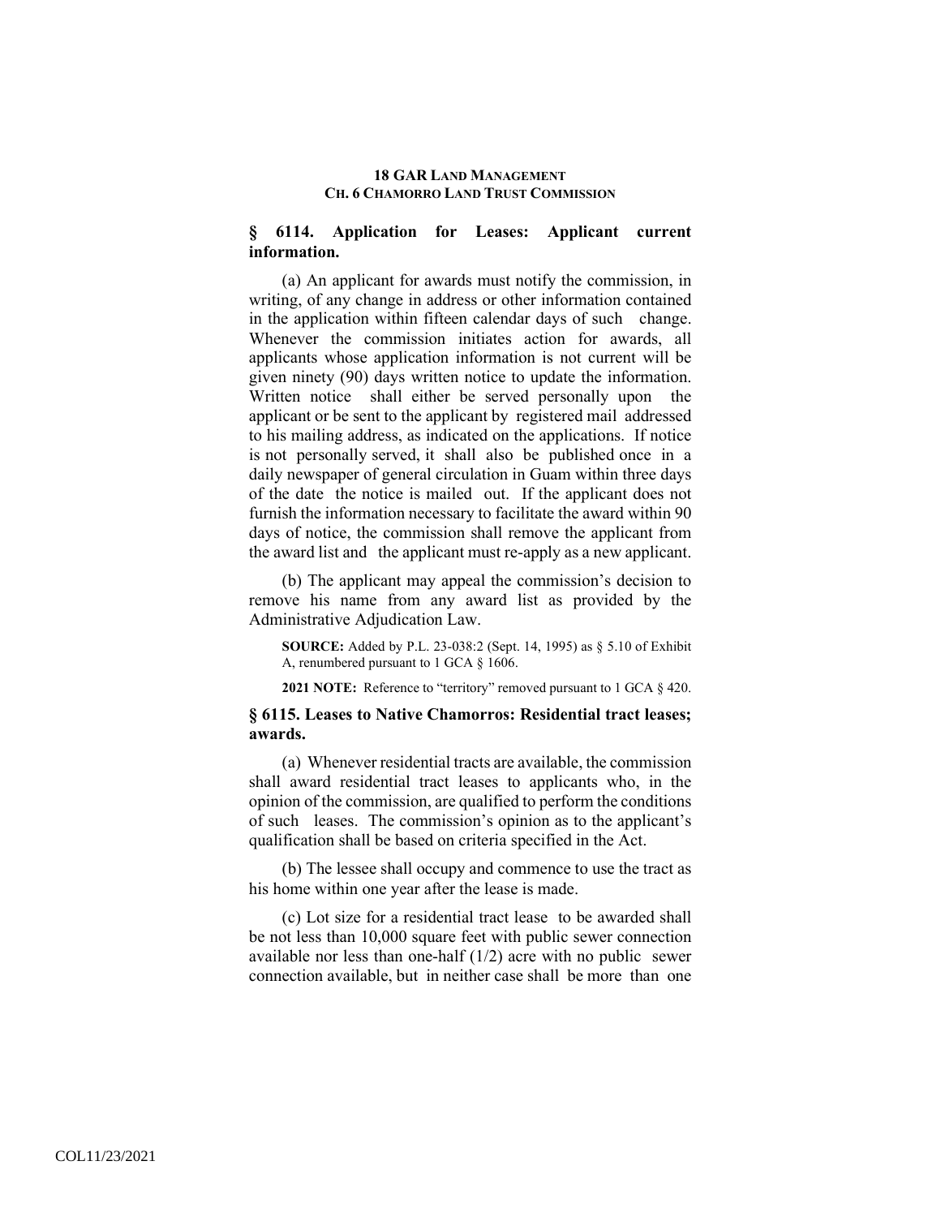## § 6114. Application for Leases: Applicant current information.

(a) An applicant for awards must notify the commission, in writing, of any change in address or other information contained in the application within fifteen calendar days of such change. Whenever the commission initiates action for awards, all applicants whose application information is not current will be given ninety (90) days written notice to update the information. Written notice shall either be served personally upon the applicant or be sent to the applicant by registered mail addressed to his mailing address, as indicated on the applications. If notice is not personally served, it shall also be published once in a daily newspaper of general circulation in Guam within three days of the date the notice is mailed out. If the applicant does not furnish the information necessary to facilitate the award within 90 days of notice, the commission shall remove the applicant from the award list and the applicant must re-apply as a new applicant.

(b) The applicant may appeal the commission's decision to remove his name from any award list as provided by the Administrative Adjudication Law.

**SOURCE:** Added by P.L. 23-038:2 (Sept. 14, 1995) as § 5.10 of Exhibit A, renumbered pursuant to 1 GCA § 1606.

**2021 NOTE:** Reference to "territory" removed pursuant to 1 GCA § 420.

## § 6115. Leases to Native Chamorros: Residential tract leases; awards.

(a) Whenever residential tracts are available, the commission shall award residential tract leases to applicants who, in the opinion of the commission, are qualified to perform the conditions of such leases. The commission's opinion as to the applicant's qualification shall be based on criteria specified in the Act.

(b) The lessee shall occupy and commence to use the tract as his home within one year after the lease is made.

(c) Lot size for a residential tract lease to be awarded shall be not less than 10,000 square feet with public sewer connection available nor less than one-half (1/2) acre with no public sewer connection available, but in neither case shall be more than one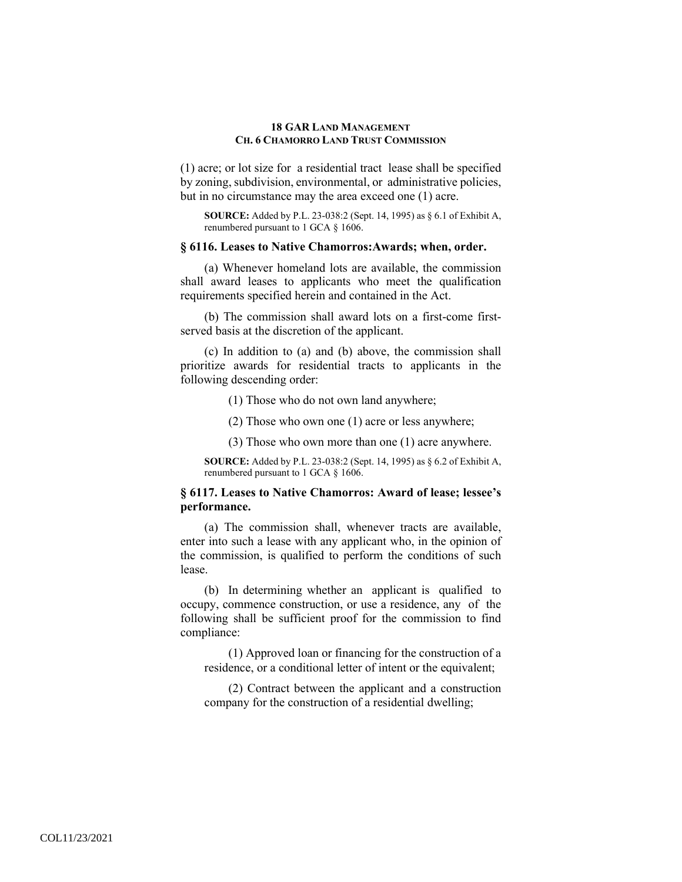(1) acre; or lot size for a residential tract lease shall be specified by zoning, subdivision, environmental, or administrative policies, but in no circumstance may the area exceed one (1) acre.

**SOURCE:** Added by P.L. 23-038:2 (Sept. 14, 1995) as § 6.1 of Exhibit A, renumbered pursuant to 1 GCA § 1606.

### § 6116. Leases to Native Chamorros:Awards; when, order.

(a) Whenever homeland lots are available, the commission shall award leases to applicants who meet the qualification requirements specified herein and contained in the Act.

(b) The commission shall award lots on a first-come first-served basis at the discretion of the applicant.

(c) In addition to (a) and (b) above, the commission shall prioritize awards for residential tracts to applicants in the following descending order:

(1) Those who do not own land anywhere;

(2) Those who own one (1) acre or less anywhere;

(3) Those who own more than one (1) acre anywhere.

**SOURCE:** Added by P.L. 23-038:2 (Sept. 14, 1995) as § 6.2 of Exhibit A, renumbered pursuant to 1 GCA § 1606.

### § 6117. Leases to Native Chamorros: Award of lease; lessee's performance.

(a) The commission shall, whenever tracts are available, enter into such a lease with any applicant who, in the opinion of the commission, is qualified to perform the conditions of such lease.

(b) In determining whether an applicant is qualified to occupy, commence construction, or use a residence, any of the following shall be sufficient proof for the commission to find compliance:

(1) Approved loan or financing for the construction of a residence, or a conditional letter of intent or the equivalent;

(2) Contract between the applicant and a construction company for the construction of a residential dwelling;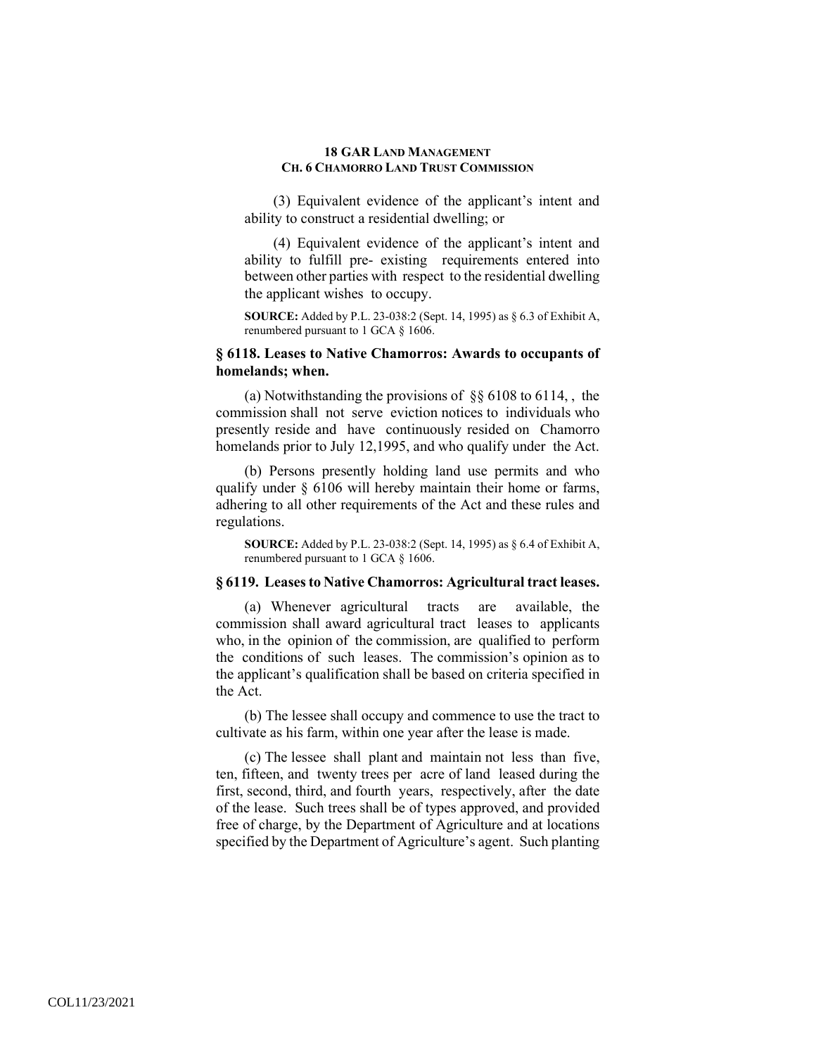(3) Equivalent evidence of the applicant's intent and ability to construct a residential dwelling; or

(4) Equivalent evidence of the applicant's intent and ability to fulfill pre- existing requirements entered into between other parties with respect to the residential dwelling the applicant wishes to occupy.

**SOURCE:** Added by P.L. 23-038:2 (Sept. 14, 1995) as § 6.3 of Exhibit A, renumbered pursuant to 1 GCA § 1606.

### § 6118. Leases to Native Chamorros: Awards to occupants of homelands; when.

(a) Notwithstanding the provisions of §§ 6108 to 6114, , the commission shall not serve eviction notices to individuals who presently reside and have continuously resided on Chamorro homelands prior to July 12,1995, and who qualify under the Act.

(b) Persons presently holding land use permits and who qualify under § 6106 will hereby maintain their home or farms, adhering to all other requirements of the Act and these rules and regulations.

**SOURCE:** Added by P.L. 23-038:2 (Sept. 14, 1995) as § 6.4 of Exhibit A, renumbered pursuant to 1 GCA § 1606.

### § 6119. Leases to Native Chamorros: Agricultural tract leases.

(a) Whenever agricultural tracts are available, the commission shall award agricultural tract leases to applicants who, in the opinion of the commission, are qualified to perform the conditions of such leases. The commission's opinion as to the applicant's qualification shall be based on criteria specified in the Act.

(b) The lessee shall occupy and commence to use the tract to cultivate as his farm, within one year after the lease is made.

(c) The lessee shall plant and maintain not less than five, ten, fifteen, and twenty trees per acre of land leased during the first, second, third, and fourth years, respectively, after the date of the lease. Such trees shall be of types approved, and provided free of charge, by the Department of Agriculture and at locations specified by the Department of Agriculture's agent. Such planting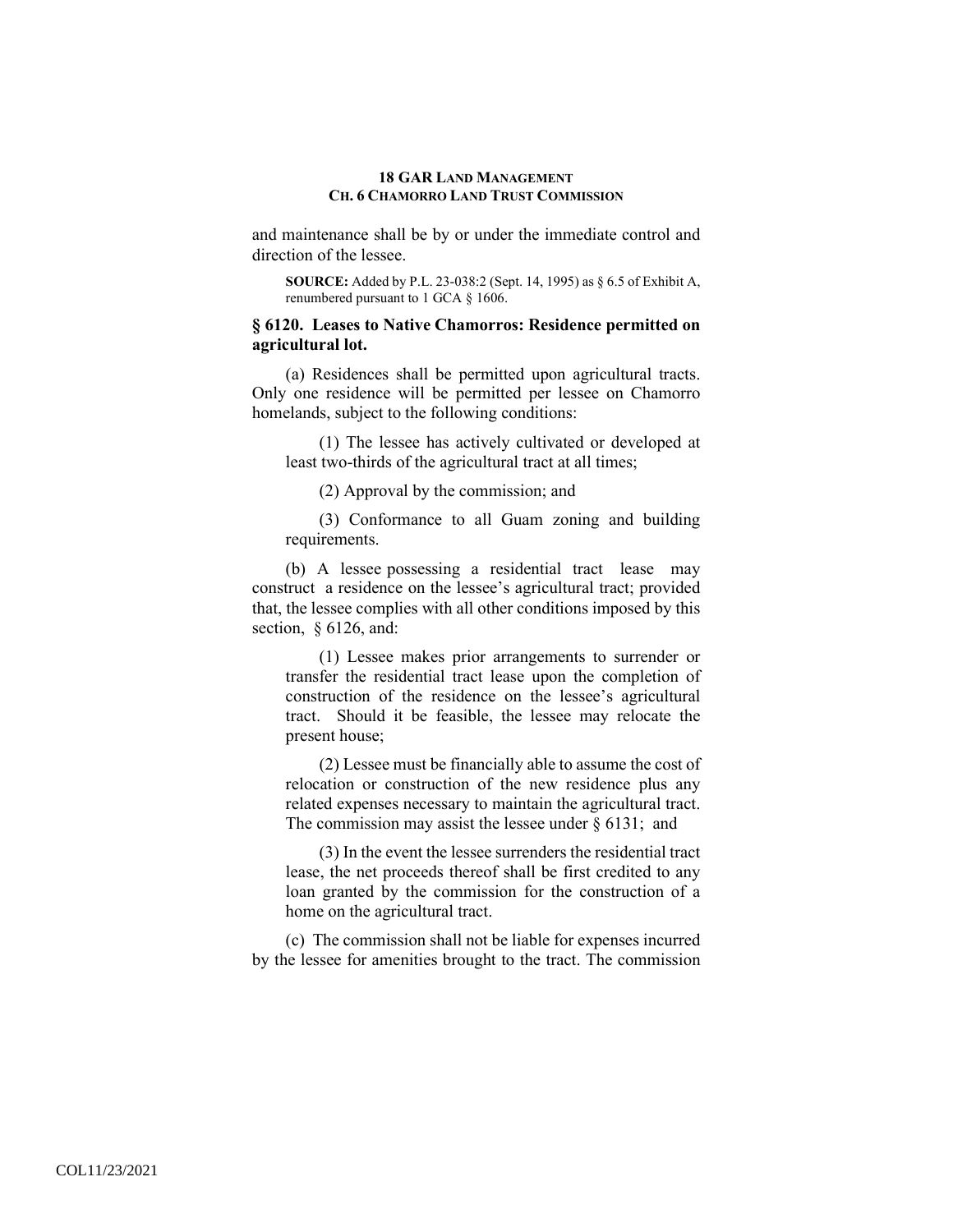and maintenance shall be by or under the immediate control and direction of the lessee.

**SOURCE:** Added by P.L. 23-038:2 (Sept. 14, 1995) as § 6.5 of Exhibit A, renumbered pursuant to 1 GCA § 1606.

### § 6120. Leases to Native Chamorros: Residence permitted on agricultural lot.

(a) Residences shall be permitted upon agricultural tracts. Only one residence will be permitted per lessee on Chamorro homelands, subject to the following conditions:

(1) The lessee has actively cultivated or developed at least two-thirds of the agricultural tract at all times;

(2) Approval by the commission; and

(3) Conformance to all Guam zoning and building requirements.

(b) A lessee possessing a residential tract lease may construct a residence on the lessee's agricultural tract; provided that, the lessee complies with all other conditions imposed by this section, § 6126, and:

(1) Lessee makes prior arrangements to surrender or transfer the residential tract lease upon the completion of construction of the residence on the lessee's agricultural tract. Should it be feasible, the lessee may relocate the present house;

(2) Lessee must be financially able to assume the cost of relocation or construction of the new residence plus any related expenses necessary to maintain the agricultural tract. The commission may assist the lessee under § 6131; and

(3) In the event the lessee surrenders the residential tract lease, the net proceeds thereof shall be first credited to any loan granted by the commission for the construction of a home on the agricultural tract.

(c) The commission shall not be liable for expenses incurred by the lessee for amenities brought to the tract. The commission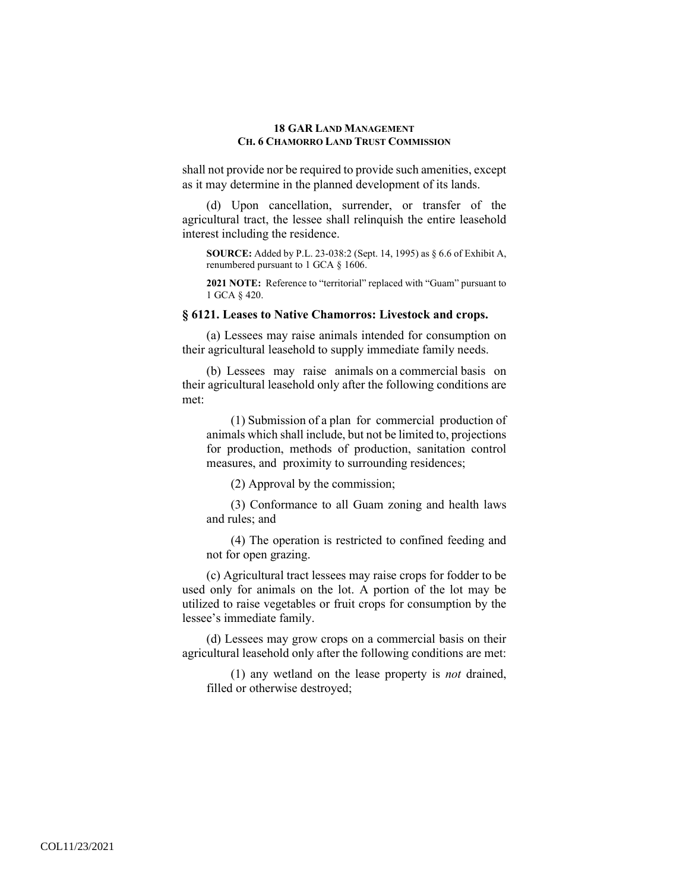shall not provide nor be required to provide such amenities, except as it may determine in the planned development of its lands.

(d) Upon cancellation, surrender, or transfer of the agricultural tract, the lessee shall relinquish the entire leasehold interest including the residence.

**SOURCE:** Added by P.L. 23-038:2 (Sept. 14, 1995) as § 6.6 of Exhibit A, renumbered pursuant to 1 GCA § 1606.

**2021 NOTE:** Reference to "territorial" replaced with "Guam" pursuant to 1 GCA § 420.

### § 6121. Leases to Native Chamorros: Livestock and crops.

(a) Lessees may raise animals intended for consumption on their agricultural leasehold to supply immediate family needs.

(b) Lessees may raise animals on a commercial basis on their agricultural leasehold only after the following conditions are met:

(1) Submission of a plan for commercial production of animals which shall include, but not be limited to, projections for production, methods of production, sanitation control measures, and proximity to surrounding residences;

(2) Approval by the commission;

(3) Conformance to all Guam zoning and health laws and rules; and

(4) The operation is restricted to confined feeding and not for open grazing.

(c) Agricultural tract lessees may raise crops for fodder to be used only for animals on the lot. A portion of the lot may be utilized to raise vegetables or fruit crops for consumption by the lessee's immediate family.

(d) Lessees may grow crops on a commercial basis on their agricultural leasehold only after the following conditions are met:

(1) any wetland on the lease property is *not* drained, filled or otherwise destroyed;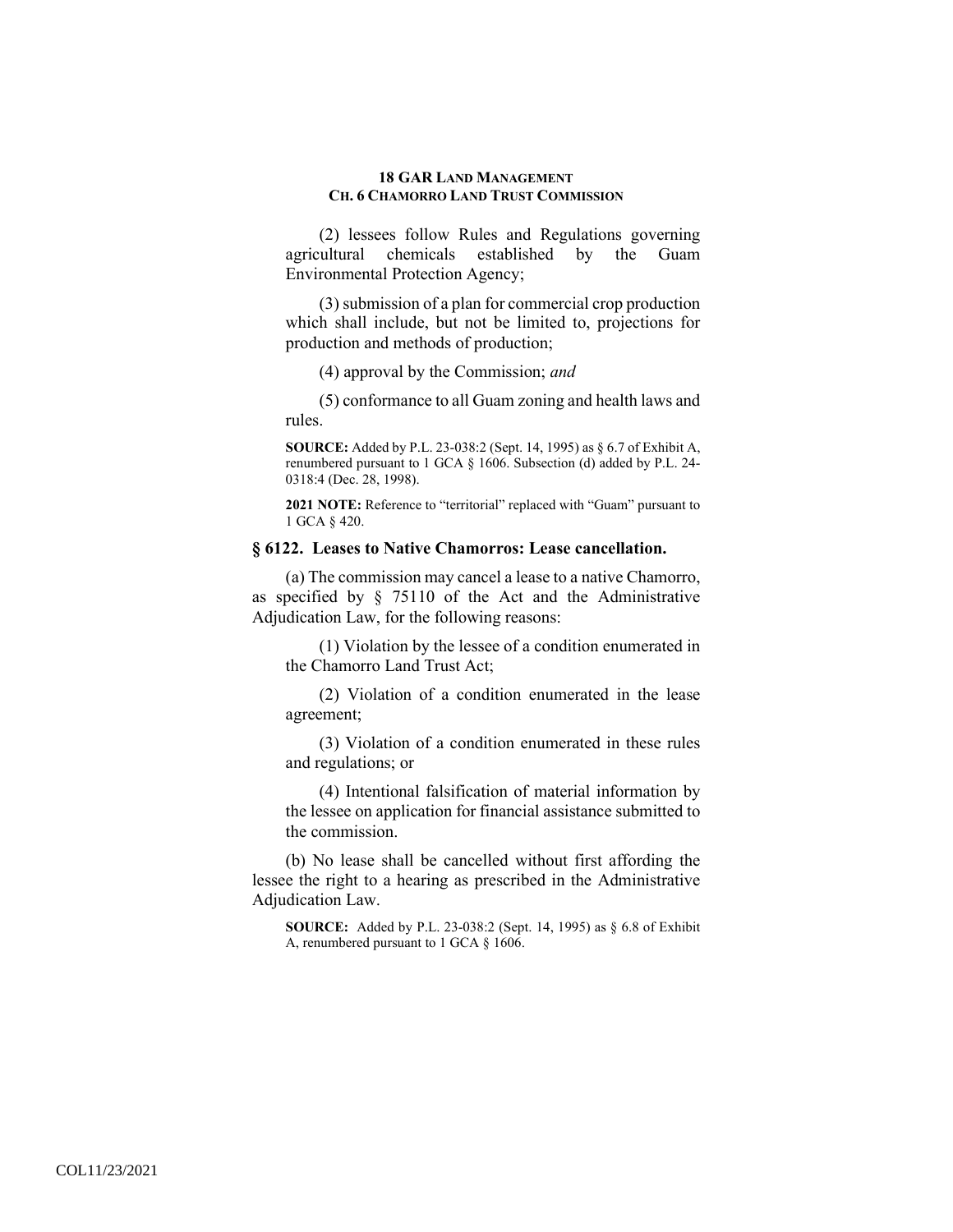(2) lessees follow Rules and Regulations governing agricultural chemicals established by the Guam Environmental Protection Agency;

(3) submission of a plan for commercial crop production which shall include, but not be limited to, projections for production and methods of production;

(4) approval by the Commission; *and*

(5) conformance to all Guam zoning and health laws and rules.

**SOURCE:** Added by P.L. 23-038:2 (Sept. 14, 1995) as § 6.7 of Exhibit A, renumbered pursuant to 1 GCA § 1606. Subsection (d) added by P.L. 24-0318:4 (Dec. 28, 1998).

**2021 NOTE:** Reference to "territorial" replaced with "Guam" pursuant to 1 GCA § 420.

### § 6122. Leases to Native Chamorros: Lease cancellation.

(a) The commission may cancel a lease to a native Chamorro, as specified by § 75110 of the Act and the Administrative Adjudication Law, for the following reasons:

(1) Violation by the lessee of a condition enumerated in the Chamorro Land Trust Act;

(2) Violation of a condition enumerated in the lease agreement;

(3) Violation of a condition enumerated in these rules and regulations; or

(4) Intentional falsification of material information by the lessee on application for financial assistance submitted to the commission.

(b) No lease shall be cancelled without first affording the lessee the right to a hearing as prescribed in the Administrative Adjudication Law.

**SOURCE:** Added by P.L. 23-038:2 (Sept. 14, 1995) as § 6.8 of Exhibit A, renumbered pursuant to 1 GCA § 1606.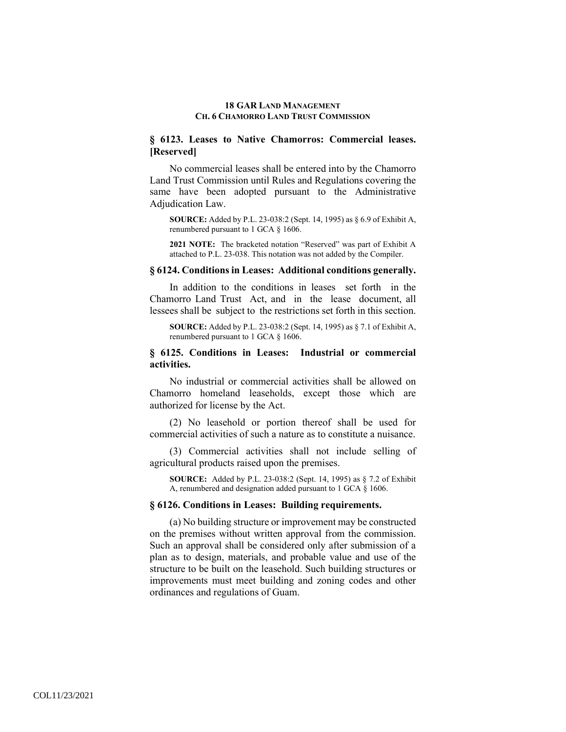## § 6123. Leases to Native Chamorros: Commercial leases. [Reserved]

No commercial leases shall be entered into by the Chamorro Land Trust Commission until Rules and Regulations covering the same have been adopted pursuant to the Administrative Adjudication Law.

**SOURCE:** Added by P.L. 23-038:2 (Sept. 14, 1995) as § 6.9 of Exhibit A, renumbered pursuant to 1 GCA § 1606.

**2021 NOTE:** The bracketed notation "Reserved" was part of Exhibit A attached to P.L. 23-038. This notation was not added by the Compiler.

## § 6124. Conditions in Leases: Additional conditions generally.

In addition to the conditions in leases set forth in the Chamorro Land Trust Act, and in the lease document, all lessees shall be subject to the restrictions set forth in this section.

**SOURCE:** Added by P.L. 23-038:2 (Sept. 14, 1995) as § 7.1 of Exhibit A, renumbered pursuant to 1 GCA § 1606.

## § 6125. Conditions in Leases: Industrial or commercial activities.

No industrial or commercial activities shall be allowed on Chamorro homeland leaseholds, except those which are authorized for license by the Act.

(2) No leasehold or portion thereof shall be used for commercial activities of such a nature as to constitute a nuisance.

(3) Commercial activities shall not include selling of agricultural products raised upon the premises.

**SOURCE:** Added by P.L. 23-038:2 (Sept. 14, 1995) as § 7.2 of Exhibit A, renumbered and designation added pursuant to 1 GCA § 1606.

## § 6126. Conditions in Leases: Building requirements.

(a) No building structure or improvement may be constructed on the premises without written approval from the commission. Such an approval shall be considered only after submission of a plan as to design, materials, and probable value and use of the structure to be built on the leasehold. Such building structures or improvements must meet building and zoning codes and other ordinances and regulations of Guam.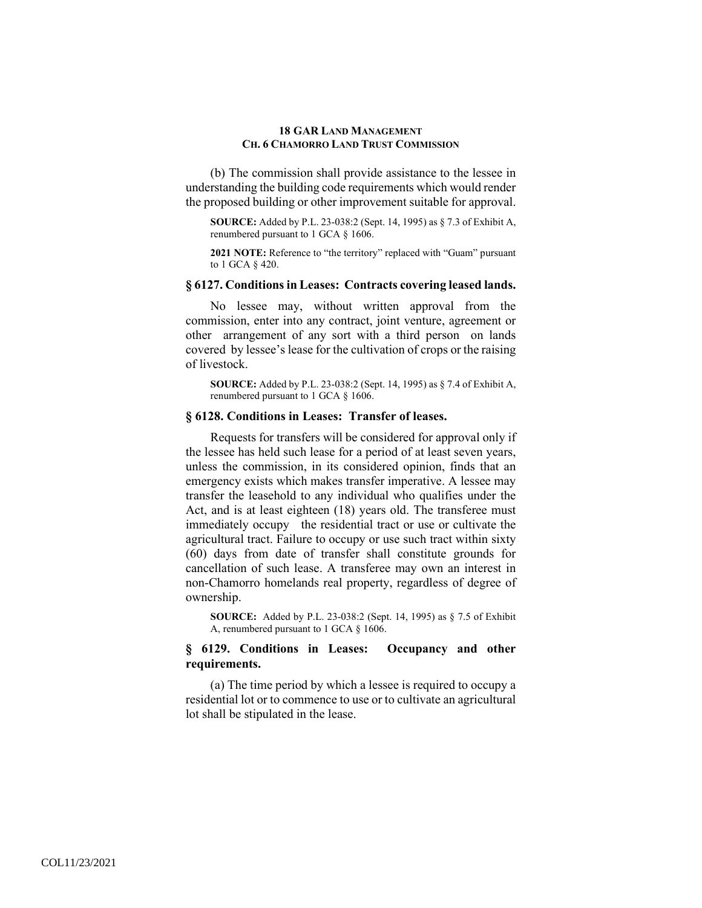(b) The commission shall provide assistance to the lessee in understanding the building code requirements which would render the proposed building or other improvement suitable for approval.

**SOURCE:** Added by P.L. 23-038:2 (Sept. 14, 1995) as § 7.3 of Exhibit A, renumbered pursuant to 1 GCA § 1606.

**2021 NOTE:** Reference to "the territory" replaced with "Guam" pursuant to 1 GCA § 420.

### § 6127. Conditions in Leases: Contracts covering leased lands.

No lessee may, without written approval from the commission, enter into any contract, joint venture, agreement or other arrangement of any sort with a third person on lands covered by lessee's lease for the cultivation of crops or the raising of livestock.

**SOURCE:** Added by P.L. 23-038:2 (Sept. 14, 1995) as § 7.4 of Exhibit A, renumbered pursuant to 1 GCA § 1606.

### § 6128. Conditions in Leases: Transfer of leases.

Requests for transfers will be considered for approval only if the lessee has held such lease for a period of at least seven years, unless the commission, in its considered opinion, finds that an emergency exists which makes transfer imperative. A lessee may transfer the leasehold to any individual who qualifies under the Act, and is at least eighteen (18) years old. The transferee must immediately occupy the residential tract or use or cultivate the agricultural tract. Failure to occupy or use such tract within sixty (60) days from date of transfer shall constitute grounds for cancellation of such lease. A transferee may own an interest in non-Chamorro homelands real property, regardless of degree of ownership.

**SOURCE:** Added by P.L. 23-038:2 (Sept. 14, 1995) as § 7.5 of Exhibit A, renumbered pursuant to 1 GCA § 1606.

### § 6129. Conditions in Leases: Occupancy and other requirements.

(a) The time period by which a lessee is required to occupy a residential lot or to commence to use or to cultivate an agricultural lot shall be stipulated in the lease.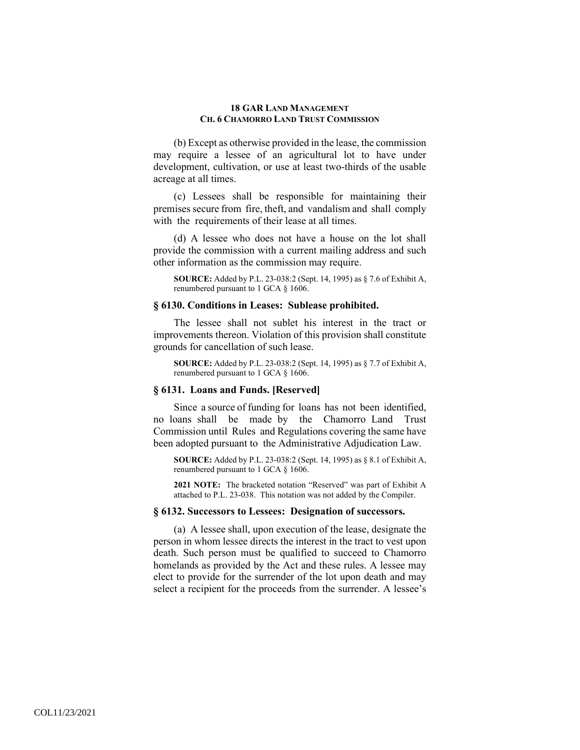(b) Except as otherwise provided in the lease, the commission may require a lessee of an agricultural lot to have under development, cultivation, or use at least two-thirds of the usable acreage at all times.

(c) Lessees shall be responsible for maintaining their premises secure from fire, theft, and vandalism and shall comply with the requirements of their lease at all times.

(d) A lessee who does not have a house on the lot shall provide the commission with a current mailing address and such other information as the commission may require.

**SOURCE:** Added by P.L. 23-038:2 (Sept. 14, 1995) as § 7.6 of Exhibit A, renumbered pursuant to 1 GCA § 1606.

### § 6130. Conditions in Leases: Sublease prohibited.

The lessee shall not sublet his interest in the tract or improvements thereon. Violation of this provision shall constitute grounds for cancellation of such lease.

**SOURCE:** Added by P.L. 23-038:2 (Sept. 14, 1995) as § 7.7 of Exhibit A, renumbered pursuant to 1 GCA § 1606.

### § 6131. Loans and Funds. [Reserved]

Since a source of funding for loans has not been identified, no loans shall be made by the Chamorro Land Trust Commission until Rules and Regulations covering the same have been adopted pursuant to the Administrative Adjudication Law.

**SOURCE:** Added by P.L. 23-038:2 (Sept. 14, 1995) as § 8.1 of Exhibit A, renumbered pursuant to 1 GCA § 1606.

**2021 NOTE:** The bracketed notation "Reserved" was part of Exhibit A attached to P.L. 23-038. This notation was not added by the Compiler.

### § 6132. Successors to Lessees: Designation of successors.

(a) A lessee shall, upon execution of the lease, designate the person in whom lessee directs the interest in the tract to vest upon death. Such person must be qualified to succeed to Chamorro homelands as provided by the Act and these rules. A lessee may elect to provide for the surrender of the lot upon death and may select a recipient for the proceeds from the surrender. A lessee's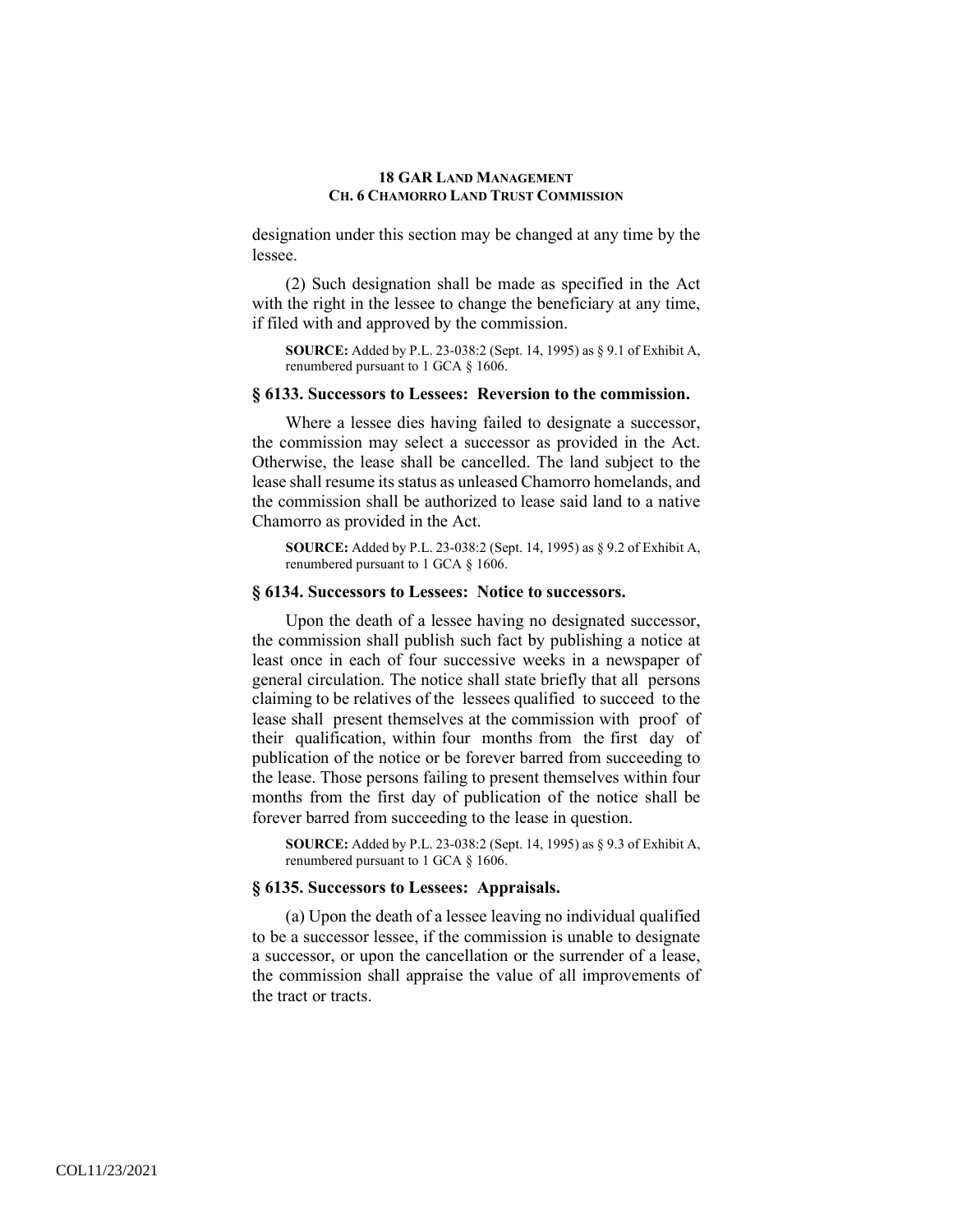designation under this section may be changed at any time by the lessee.

(2) Such designation shall be made as specified in the Act with the right in the lessee to change the beneficiary at any time, if filed with and approved by the commission.

**SOURCE:** Added by P.L. 23-038:2 (Sept. 14, 1995) as § 9.1 of Exhibit A, renumbered pursuant to 1 GCA § 1606.

### § 6133. Successors to Lessees: Reversion to the commission.

Where a lessee dies having failed to designate a successor, the commission may select a successor as provided in the Act. Otherwise, the lease shall be cancelled. The land subject to the lease shall resume its status as unleased Chamorro homelands, and the commission shall be authorized to lease said land to a native Chamorro as provided in the Act.

**SOURCE:** Added by P.L. 23-038:2 (Sept. 14, 1995) as § 9.2 of Exhibit A, renumbered pursuant to 1 GCA § 1606.

### § 6134. Successors to Lessees: Notice to successors.

Upon the death of a lessee having no designated successor, the commission shall publish such fact by publishing a notice at least once in each of four successive weeks in a newspaper of general circulation. The notice shall state briefly that all persons claiming to be relatives of the lessees qualified to succeed to the lease shall present themselves at the commission with proof of their qualification, within four months from the first day of publication of the notice or be forever barred from succeeding to the lease. Those persons failing to present themselves within four months from the first day of publication of the notice shall be forever barred from succeeding to the lease in question.

**SOURCE:** Added by P.L. 23-038:2 (Sept. 14, 1995) as § 9.3 of Exhibit A, renumbered pursuant to 1 GCA § 1606.

### § 6135. Successors to Lessees: Appraisals.

(a) Upon the death of a lessee leaving no individual qualified to be a successor lessee, if the commission is unable to designate a successor, or upon the cancellation or the surrender of a lease, the commission shall appraise the value of all improvements of the tract or tracts.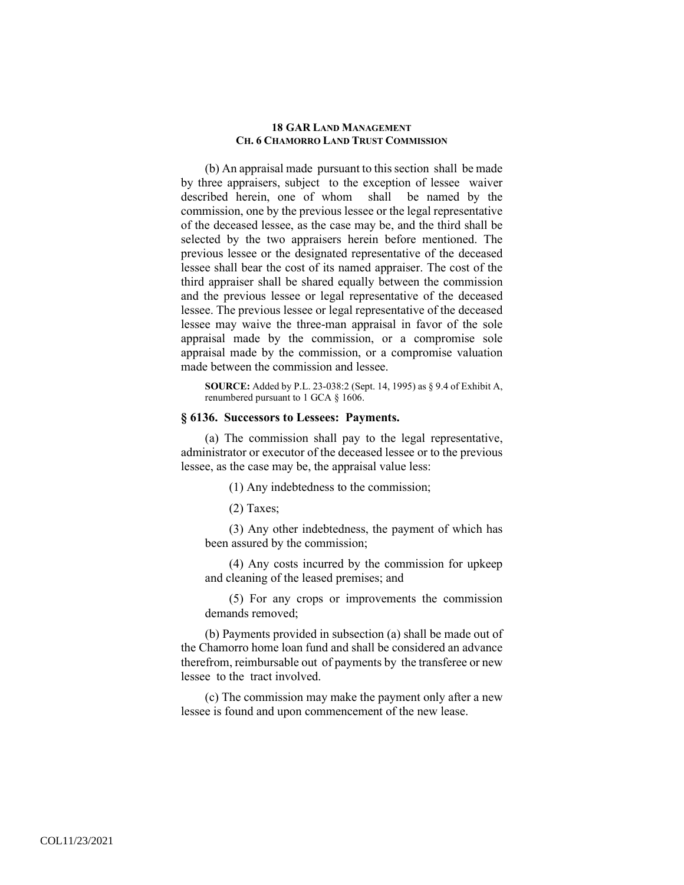(b) An appraisal made pursuant to this section shall be made by three appraisers, subject to the exception of lessee waiver described herein, one of whom shall be named by the commission, one by the previous lessee or the legal representative of the deceased lessee, as the case may be, and the third shall be selected by the two appraisers herein before mentioned. The previous lessee or the designated representative of the deceased lessee shall bear the cost of its named appraiser. The cost of the third appraiser shall be shared equally between the commission and the previous lessee or legal representative of the deceased lessee. The previous lessee or legal representative of the deceased lessee may waive the three-man appraisal in favor of the sole appraisal made by the commission, or a compromise sole appraisal made by the commission, or a compromise valuation made between the commission and lessee.

**SOURCE:** Added by P.L. 23-038:2 (Sept. 14, 1995) as § 9.4 of Exhibit A, renumbered pursuant to 1 GCA § 1606.

### § 6136. Successors to Lessees: Payments.

(a) The commission shall pay to the legal representative, administrator or executor of the deceased lessee or to the previous lessee, as the case may be, the appraisal value less:

(1) Any indebtedness to the commission;

(2) Taxes;

(3) Any other indebtedness, the payment of which has been assured by the commission;

(4) Any costs incurred by the commission for upkeep and cleaning of the leased premises; and

(5) For any crops or improvements the commission demands removed;

(b) Payments provided in subsection (a) shall be made out of the Chamorro home loan fund and shall be considered an advance therefrom, reimbursable out of payments by the transferee or new lessee to the tract involved.

(c) The commission may make the payment only after a new lessee is found and upon commencement of the new lease.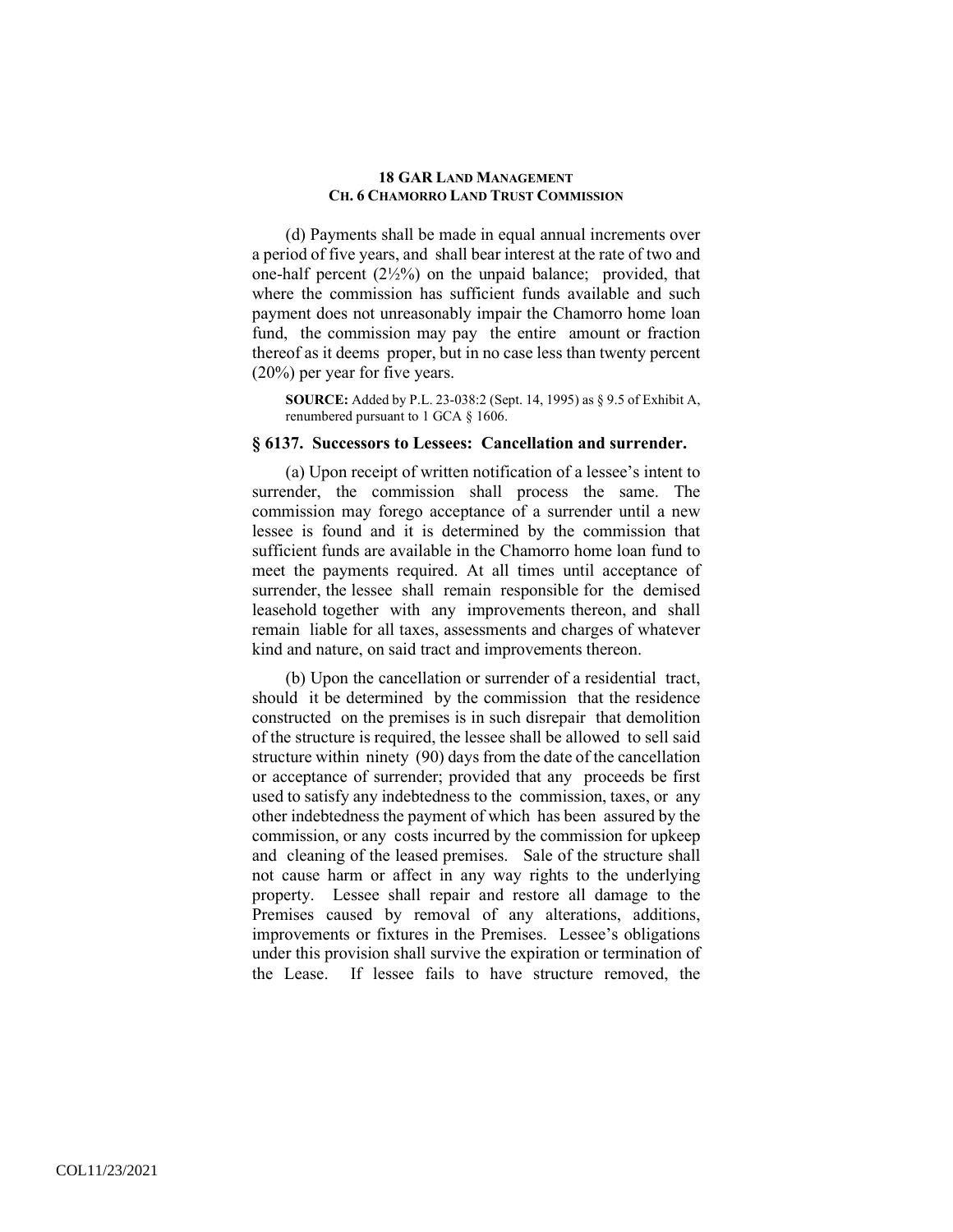(d) Payments shall be made in equal annual increments over a period of five years, and shall bear interest at the rate of two and one-half percent (2½%) on the unpaid balance; provided, that where the commission has sufficient funds available and such payment does not unreasonably impair the Chamorro home loan fund, the commission may pay the entire amount or fraction thereof as it deems proper, but in no case less than twenty percent (20%) per year for five years.

**SOURCE:** Added by P.L. 23-038:2 (Sept. 14, 1995) as § 9.5 of Exhibit A, renumbered pursuant to 1 GCA § 1606.

### § 6137. Successors to Lessees: Cancellation and surrender.

(a) Upon receipt of written notification of a lessee's intent to surrender, the commission shall process the same. The commission may forego acceptance of a surrender until a new lessee is found and it is determined by the commission that sufficient funds are available in the Chamorro home loan fund to meet the payments required. At all times until acceptance of surrender, the lessee shall remain responsible for the demised leasehold together with any improvements thereon, and shall remain liable for all taxes, assessments and charges of whatever kind and nature, on said tract and improvements thereon.

(b) Upon the cancellation or surrender of a residential tract, should it be determined by the commission that the residence constructed on the premises is in such disrepair that demolition of the structure is required, the lessee shall be allowed to sell said structure within ninety (90) days from the date of the cancellation or acceptance of surrender; provided that any proceeds be first used to satisfy any indebtedness to the commission, taxes, or any other indebtedness the payment of which has been assured by the commission, or any costs incurred by the commission for upkeep and cleaning of the leased premises. Sale of the structure shall not cause harm or affect in any way rights to the underlying property. Lessee shall repair and restore all damage to the Premises caused by removal of any alterations, additions, improvements or fixtures in the Premises. Lessee's obligations under this provision shall survive the expiration or termination of the Lease. If lessee fails to have structure removed, the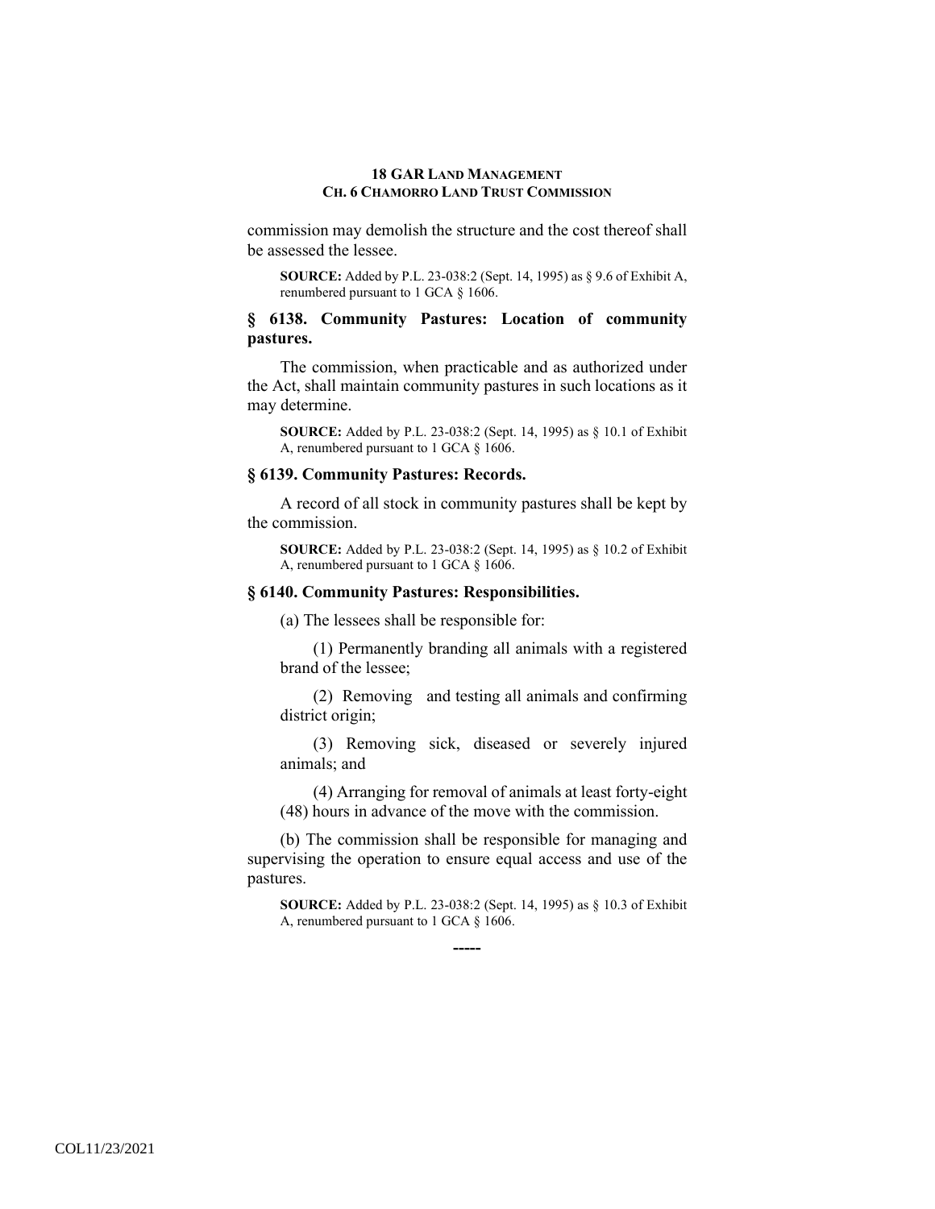commission may demolish the structure and the cost thereof shall be assessed the lessee.

**SOURCE:** Added by P.L. 23-038:2 (Sept. 14, 1995) as § 9.6 of Exhibit A, renumbered pursuant to 1 GCA § 1606.

### § 6138. Community Pastures: Location of community pastures.

The commission, when practicable and as authorized under the Act, shall maintain community pastures in such locations as it may determine.

**SOURCE:** Added by P.L. 23-038:2 (Sept. 14, 1995) as § 10.1 of Exhibit A, renumbered pursuant to 1 GCA § 1606.

### § 6139. Community Pastures: Records.

A record of all stock in community pastures shall be kept by the commission.

**SOURCE:** Added by P.L. 23-038:2 (Sept. 14, 1995) as § 10.2 of Exhibit A, renumbered pursuant to 1 GCA § 1606.

### § 6140. Community Pastures: Responsibilities.

(a) The lessees shall be responsible for:

(1) Permanently branding all animals with a registered brand of the lessee;

(2) Removing and testing all animals and confirming district origin;

(3) Removing sick, diseased or severely injured animals; and

(4) Arranging for removal of animals at least forty-eight (48) hours in advance of the move with the commission.

(b) The commission shall be responsible for managing and supervising the operation to ensure equal access and use of the pastures.

**SOURCE:** Added by P.L. 23-038:2 (Sept. 14, 1995) as § 10.3 of Exhibit A, renumbered pursuant to 1 GCA § 1606.

-----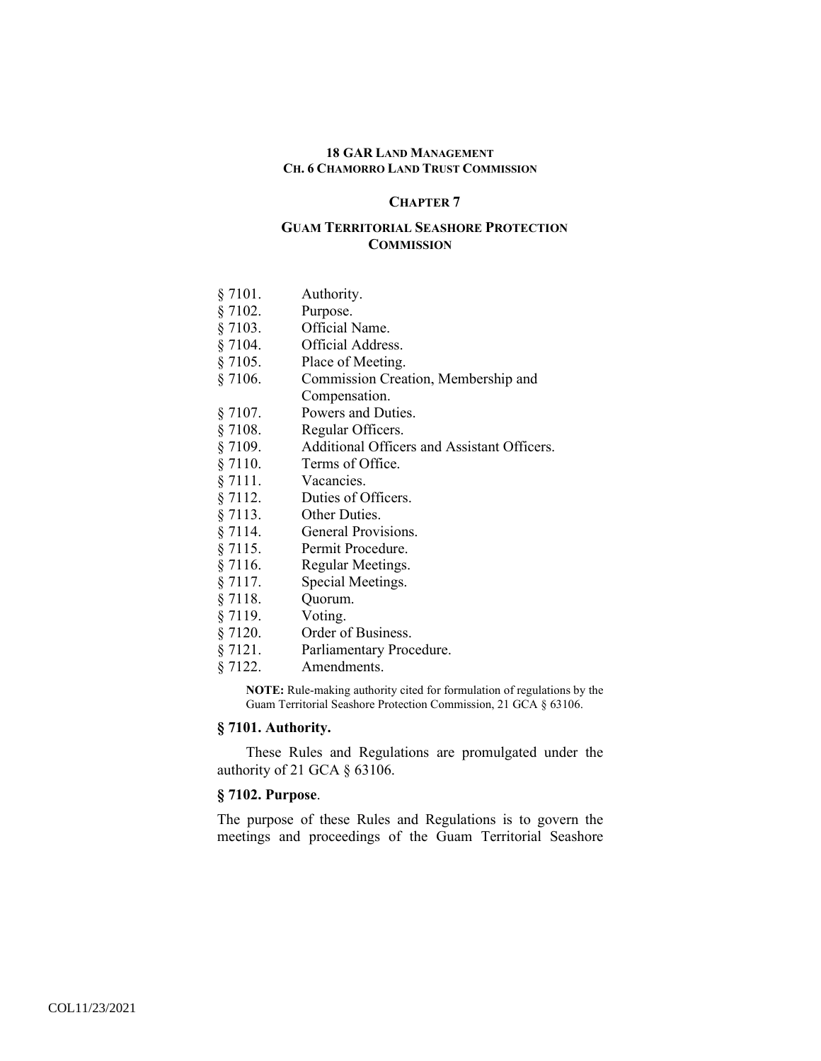## CHAPTER 7

## GUAM TERRITORIAL SEASHORE PROTECTION COMMISSION

§ 7101. Authority.
§ 7102. Purpose.
§ 7103. Official Name.
§ 7104. Official Address.
§ 7105. Place of Meeting.
§ 7106. Commission Creation, Membership and Compensation.
§ 7107. Powers and Duties.
§ 7108. Regular Officers.
§ 7109. Additional Officers and Assistant Officers.
§ 7110. Terms of Office.
§ 7111. Vacancies.
§ 7112. Duties of Officers.
§ 7113. Other Duties.
§ 7114. General Provisions.
§ 7115. Permit Procedure.
§ 7116. Regular Meetings.
§ 7117. Special Meetings.
§ 7118. Quorum.
§ 7119. Voting.
§ 7120. Order of Business.
§ 7121. Parliamentary Procedure.
§ 7122. Amendments.

**NOTE:** Rule-making authority cited for formulation of regulations by the Guam Territorial Seashore Protection Commission, 21 GCA § 63106.

### § 7101. Authority.

These Rules and Regulations are promulgated under the authority of 21 GCA § 63106.

### § 7102. Purpose.

The purpose of these Rules and Regulations is to govern the meetings and proceedings of the Guam Territorial Seashore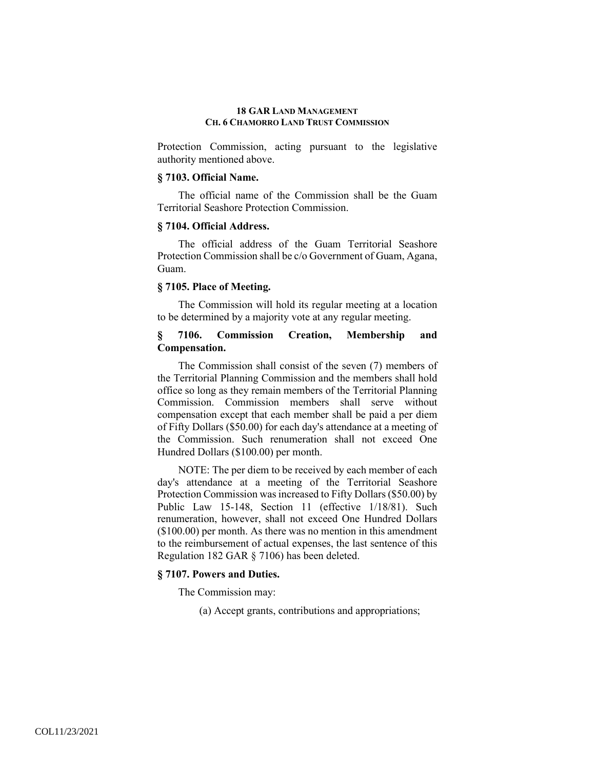Protection Commission, acting pursuant to the legislative authority mentioned above.

### § 7103. Official Name.

The official name of the Commission shall be the Guam Territorial Seashore Protection Commission.

### § 7104. Official Address.

The official address of the Guam Territorial Seashore Protection Commission shall be c/o Government of Guam, Agana, Guam.

### § 7105. Place of Meeting.

The Commission will hold its regular meeting at a location to be determined by a majority vote at any regular meeting.

### § 7106. Commission Creation, Membership and Compensation.

The Commission shall consist of the seven (7) members of the Territorial Planning Commission and the members shall hold office so long as they remain members of the Territorial Planning Commission. Commission members shall serve without compensation except that each member shall be paid a per diem of Fifty Dollars ($50.00) for each day's attendance at a meeting of the Commission. Such renumeration shall not exceed One Hundred Dollars ($100.00) per month.

NOTE: The per diem to be received by each member of each day's attendance at a meeting of the Territorial Seashore Protection Commission was increased to Fifty Dollars ($50.00) by Public Law 15-148, Section 11 (effective 1/18/81). Such renumeration, however, shall not exceed One Hundred Dollars ($100.00) per month. As there was no mention in this amendment to the reimbursement of actual expenses, the last sentence of this Regulation 182 GAR § 7106) has been deleted.

### § 7107. Powers and Duties.

The Commission may:

(a) Accept grants, contributions and appropriations;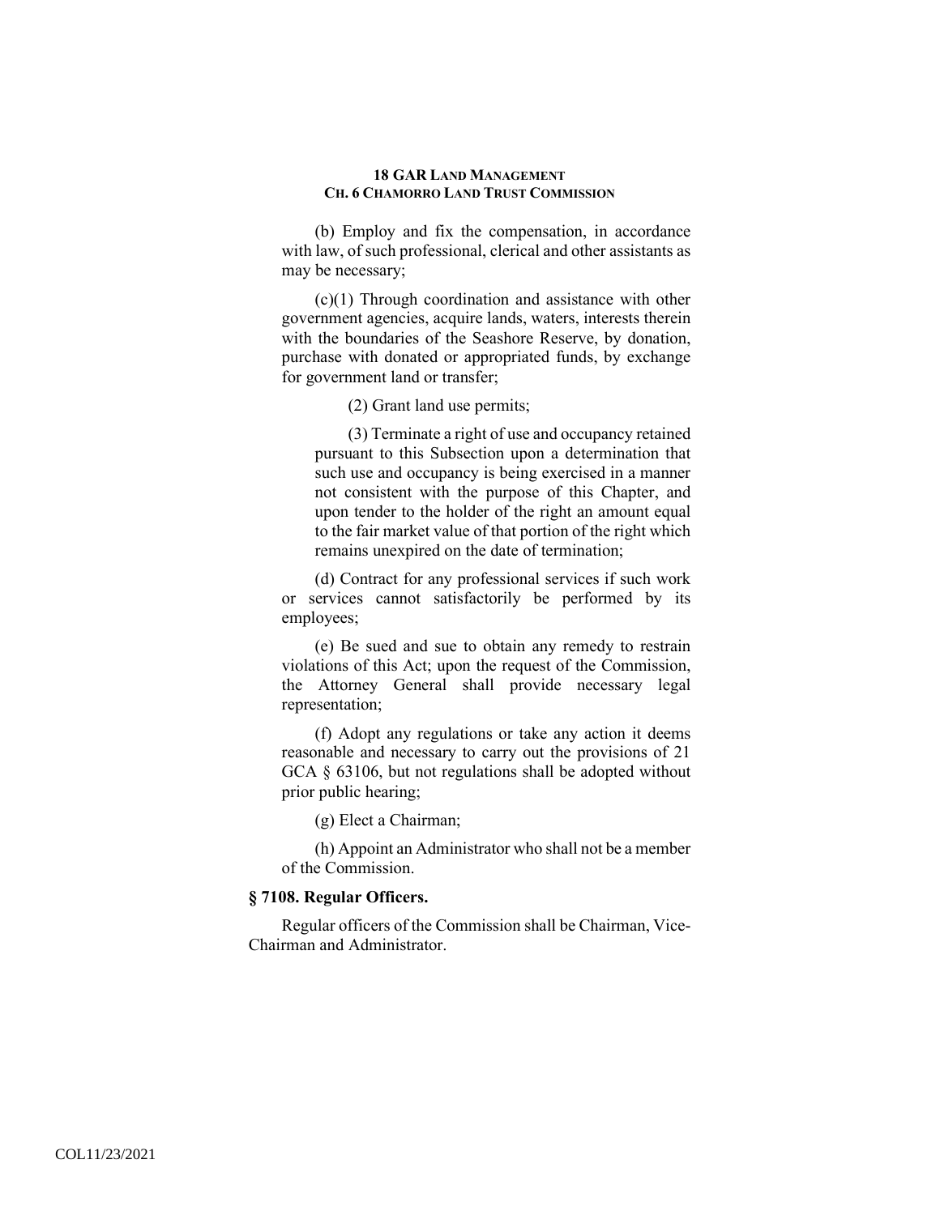(b) Employ and fix the compensation, in accordance with law, of such professional, clerical and other assistants as may be necessary;

(c)(1) Through coordination and assistance with other government agencies, acquire lands, waters, interests therein with the boundaries of the Seashore Reserve, by donation, purchase with donated or appropriated funds, by exchange for government land or transfer;

(2) Grant land use permits;

(3) Terminate a right of use and occupancy retained pursuant to this Subsection upon a determination that such use and occupancy is being exercised in a manner not consistent with the purpose of this Chapter, and upon tender to the holder of the right an amount equal to the fair market value of that portion of the right which remains unexpired on the date of termination;

(d) Contract for any professional services if such work or services cannot satisfactorily be performed by its employees;

(e) Be sued and sue to obtain any remedy to restrain violations of this Act; upon the request of the Commission, the Attorney General shall provide necessary legal representation;

(f) Adopt any regulations or take any action it deems reasonable and necessary to carry out the provisions of 21 GCA § 63106, but not regulations shall be adopted without prior public hearing;

(g) Elect a Chairman;

(h) Appoint an Administrator who shall not be a member of the Commission.

### § 7108. Regular Officers.

Regular officers of the Commission shall be Chairman, Vice-Chairman and Administrator.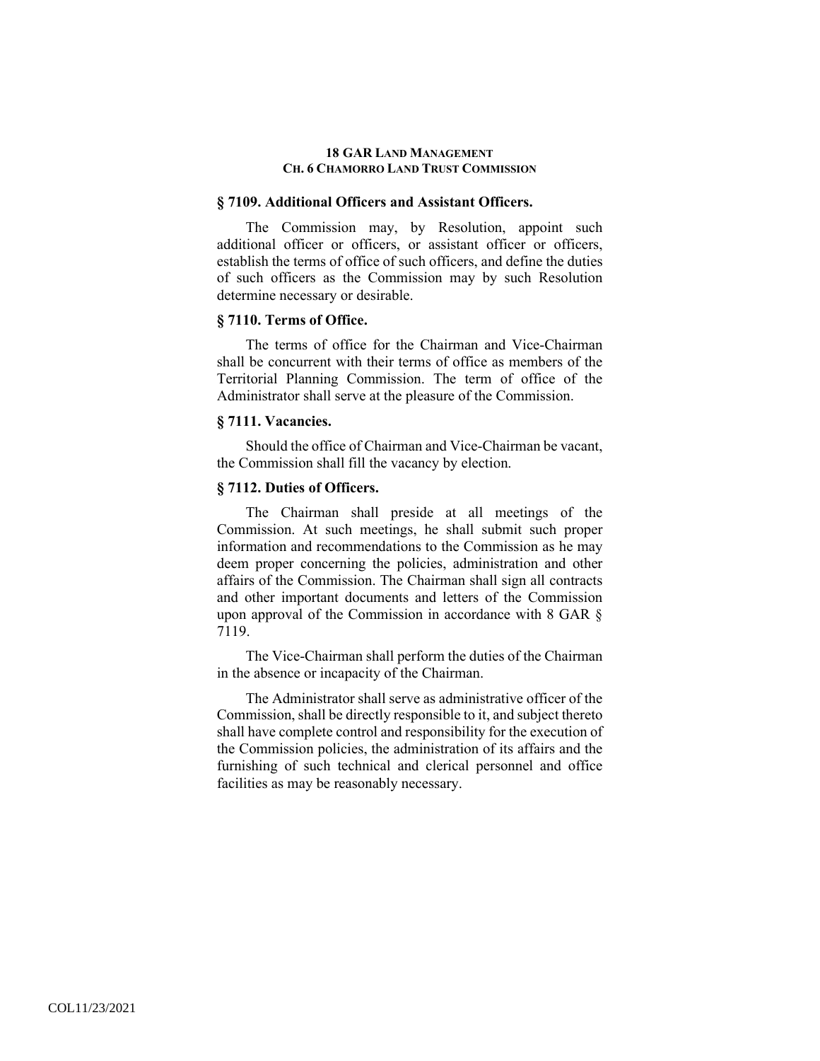### § 7109. Additional Officers and Assistant Officers.

The Commission may, by Resolution, appoint such additional officer or officers, or assistant officer or officers, establish the terms of office of such officers, and define the duties of such officers as the Commission may by such Resolution determine necessary or desirable.

### § 7110. Terms of Office.

The terms of office for the Chairman and Vice-Chairman shall be concurrent with their terms of office as members of the Territorial Planning Commission. The term of office of the Administrator shall serve at the pleasure of the Commission.

### § 7111. Vacancies.

Should the office of Chairman and Vice-Chairman be vacant, the Commission shall fill the vacancy by election.

### § 7112. Duties of Officers.

The Chairman shall preside at all meetings of the Commission. At such meetings, he shall submit such proper information and recommendations to the Commission as he may deem proper concerning the policies, administration and other affairs of the Commission. The Chairman shall sign all contracts and other important documents and letters of the Commission upon approval of the Commission in accordance with 8 GAR § 7119.

The Vice-Chairman shall perform the duties of the Chairman in the absence or incapacity of the Chairman.

The Administrator shall serve as administrative officer of the Commission, shall be directly responsible to it, and subject thereto shall have complete control and responsibility for the execution of the Commission policies, the administration of its affairs and the furnishing of such technical and clerical personnel and office facilities as may be reasonably necessary.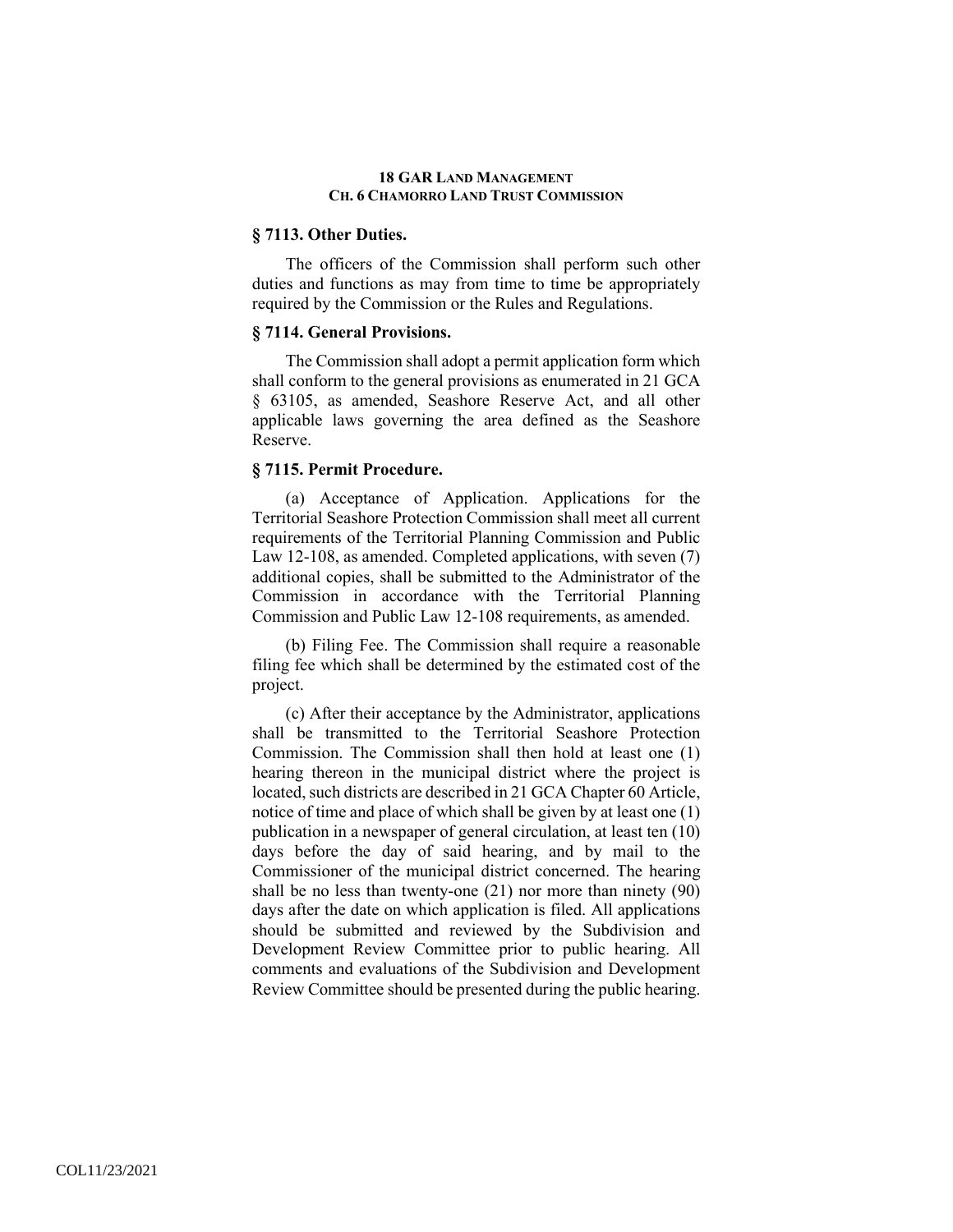### § 7113. Other Duties.

The officers of the Commission shall perform such other duties and functions as may from time to time be appropriately required by the Commission or the Rules and Regulations.

### § 7114. General Provisions.

The Commission shall adopt a permit application form which shall conform to the general provisions as enumerated in 21 GCA § 63105, as amended, Seashore Reserve Act, and all other applicable laws governing the area defined as the Seashore Reserve.

### § 7115. Permit Procedure.

(a) Acceptance of Application. Applications for the Territorial Seashore Protection Commission shall meet all current requirements of the Territorial Planning Commission and Public Law 12-108, as amended. Completed applications, with seven (7) additional copies, shall be submitted to the Administrator of the Commission in accordance with the Territorial Planning Commission and Public Law 12-108 requirements, as amended.

(b) Filing Fee. The Commission shall require a reasonable filing fee which shall be determined by the estimated cost of the project.

(c) After their acceptance by the Administrator, applications shall be transmitted to the Territorial Seashore Protection Commission. The Commission shall then hold at least one (1) hearing thereon in the municipal district where the project is located, such districts are described in 21 GCA Chapter 60 Article, notice of time and place of which shall be given by at least one (1) publication in a newspaper of general circulation, at least ten (10) days before the day of said hearing, and by mail to the Commissioner of the municipal district concerned. The hearing shall be no less than twenty-one (21) nor more than ninety (90) days after the date on which application is filed. All applications should be submitted and reviewed by the Subdivision and Development Review Committee prior to public hearing. All comments and evaluations of the Subdivision and Development Review Committee should be presented during the public hearing.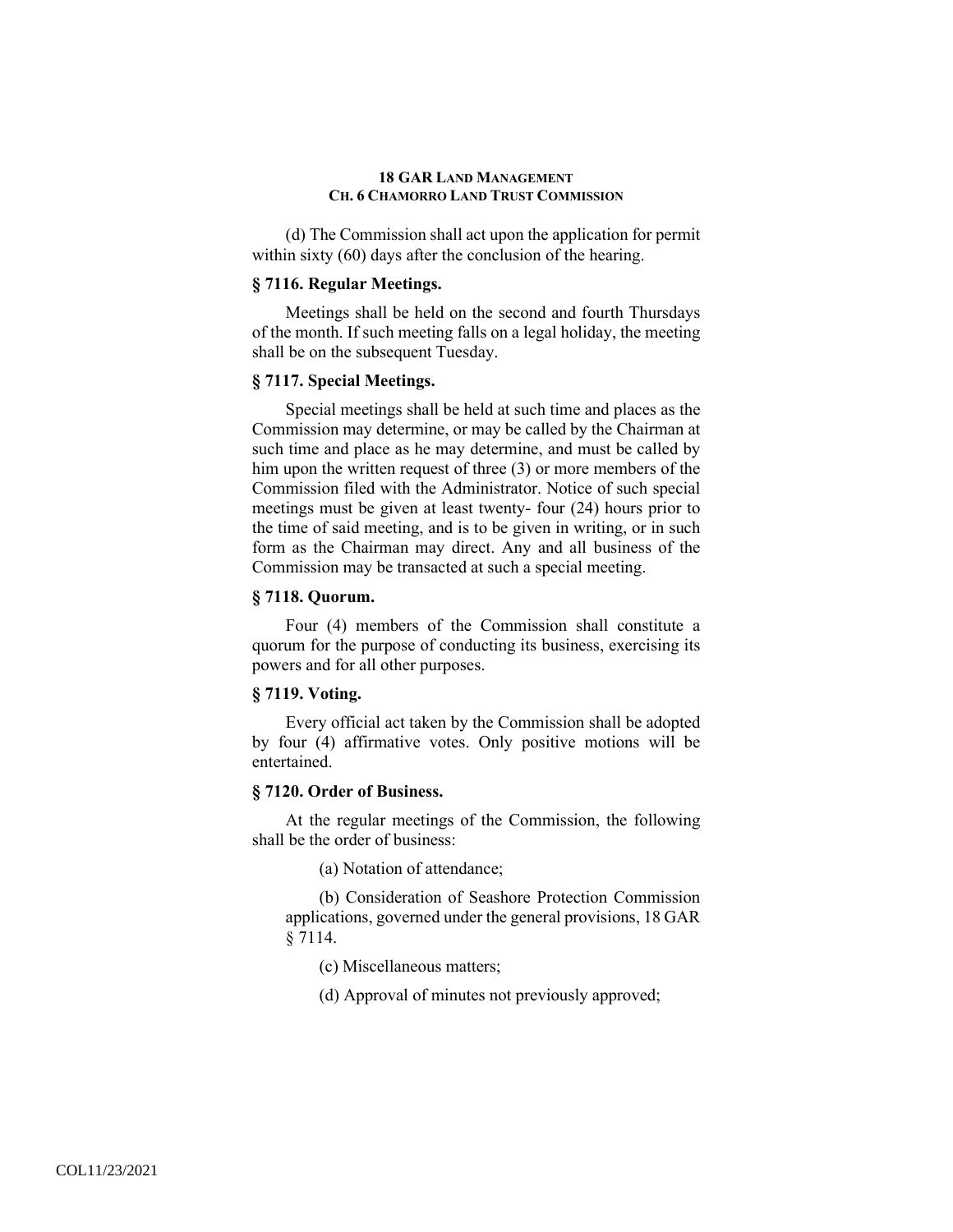(d) The Commission shall act upon the application for permit within sixty (60) days after the conclusion of the hearing.

### § 7116. Regular Meetings.

Meetings shall be held on the second and fourth Thursdays of the month. If such meeting falls on a legal holiday, the meeting shall be on the subsequent Tuesday.

### § 7117. Special Meetings.

Special meetings shall be held at such time and places as the Commission may determine, or may be called by the Chairman at such time and place as he may determine, and must be called by him upon the written request of three (3) or more members of the Commission filed with the Administrator. Notice of such special meetings must be given at least twenty- four (24) hours prior to the time of said meeting, and is to be given in writing, or in such form as the Chairman may direct. Any and all business of the Commission may be transacted at such a special meeting.

### § 7118. Quorum.

Four (4) members of the Commission shall constitute a quorum for the purpose of conducting its business, exercising its powers and for all other purposes.

### § 7119. Voting.

Every official act taken by the Commission shall be adopted by four (4) affirmative votes. Only positive motions will be entertained.

### § 7120. Order of Business.

At the regular meetings of the Commission, the following shall be the order of business:

(a) Notation of attendance;

(b) Consideration of Seashore Protection Commission applications, governed under the general provisions, 18 GAR § 7114.

(c) Miscellaneous matters;

(d) Approval of minutes not previously approved;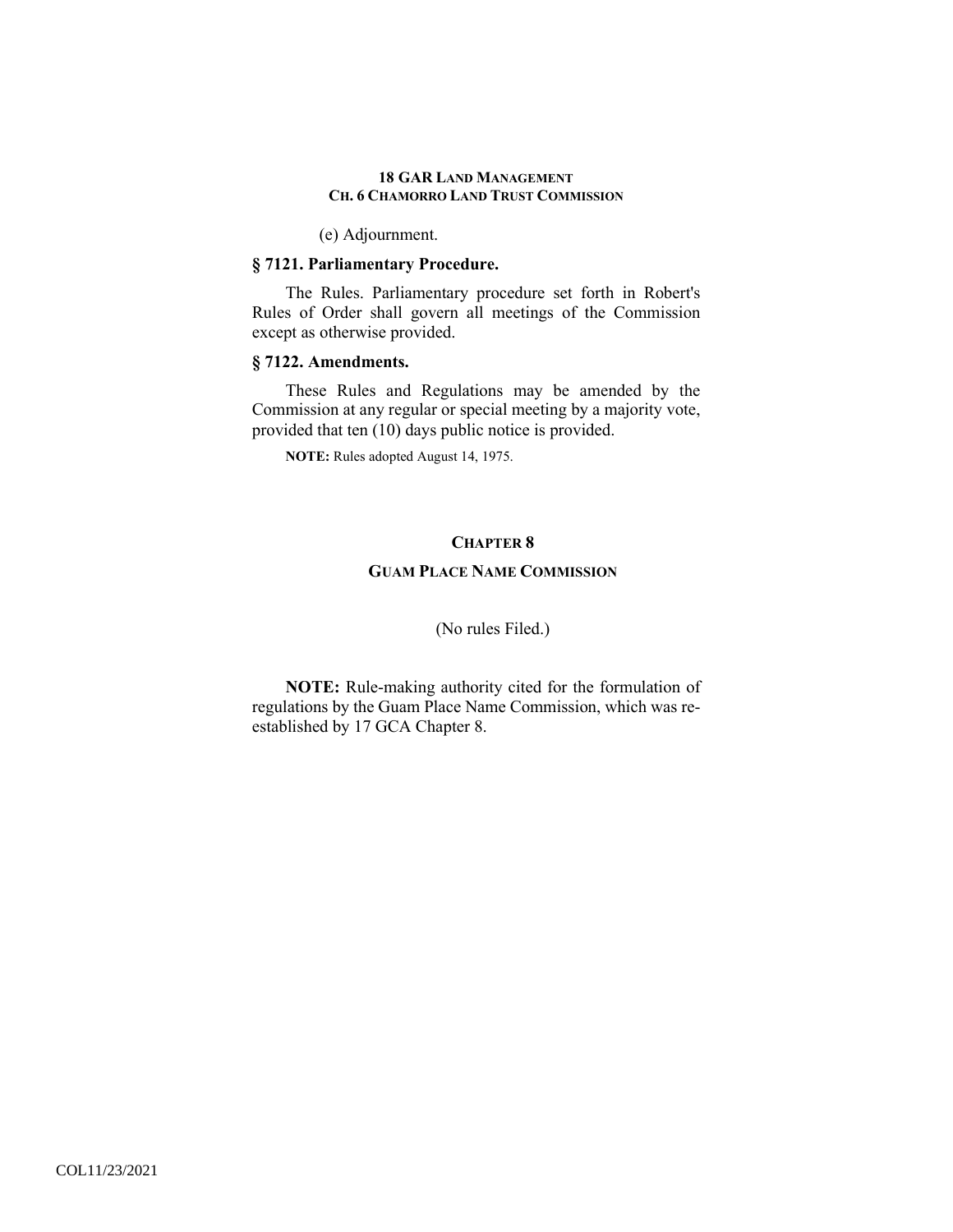(e) Adjournment.

### § 7121. Parliamentary Procedure.

The Rules. Parliamentary procedure set forth in Robert's Rules of Order shall govern all meetings of the Commission except as otherwise provided.

### § 7122. Amendments.

These Rules and Regulations may be amended by the Commission at any regular or special meeting by a majority vote, provided that ten (10) days public notice is provided.

**NOTE:** Rules adopted August 14, 1975.

## CHAPTER 8

## GUAM PLACE NAME COMMISSION

(No rules Filed.)

**NOTE:** Rule-making authority cited for the formulation of regulations by the Guam Place Name Commission, which was re-established by 17 GCA Chapter 8.